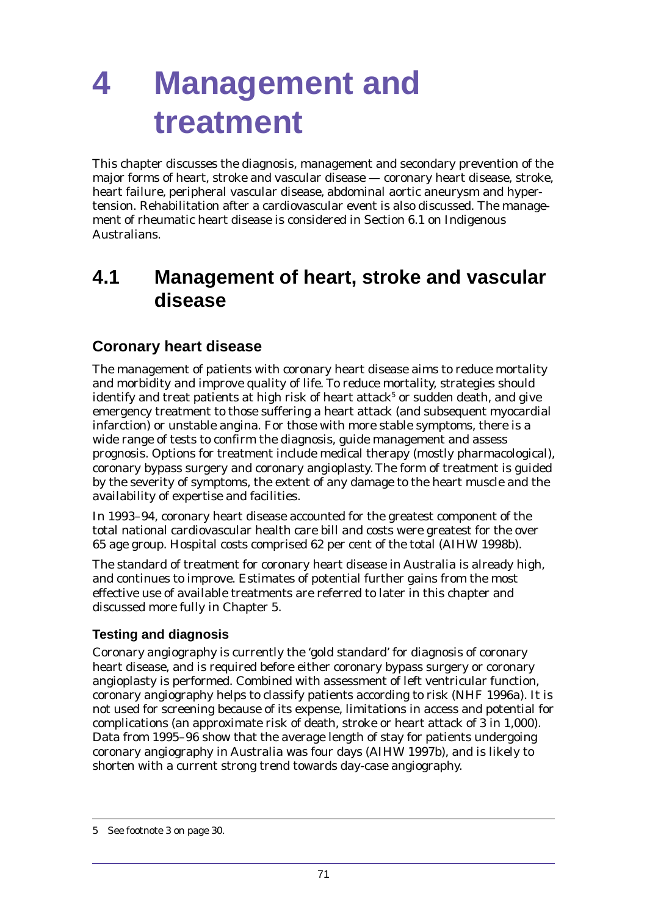# 4 Management and treatment

This chapter discusses the diagnosis, management and secondary prevention of the major forms of heart, stroke and vascular disease — coronary heart disease, stroke, heart failure, peripheral vascular disease, abdominal aortic aneurysm and hypertension. Rehabilitation after a cardiovascular event is also discussed. The management of rheumatic heart disease is considered in Section 6.1 on Indigenous Australians.

## 4.1 Management of heart, stroke and vascular disease

### Coronary heart disease

The management of patients with coronary heart disease aims to reduce mortality and morbidity and improve quality of life. To reduce mortality, strategies should identify and treat patients at high risk of heart attack[5] or sudden death, and give emergency treatment to those suffering a heart attack (and subsequent myocardial infarction) or unstable angina. For those with more stable symptoms, there is a wide range of tests to confirm the diagnosis, guide management and assess prognosis. Options for treatment include medical therapy (mostly pharmacological), coronary bypass surgery and coronary angioplasty. The form of treatment is guided by the severity of symptoms, the extent of any damage to the heart muscle and the availability of expertise and facilities.

In 1993–94, coronary heart disease accounted for the greatest component of the total national cardiovascular health care bill and costs were greatest for the over 65 age group. Hospital costs comprised 62 per cent of the total (AIHW 1998b).

The standard of treatment for coronary heart disease in Australia is already high, and continues to improve. Estimates of potential further gains from the most effective use of available treatments are referred to later in this chapter and discussed more fully in Chapter 5.

#### Testing and diagnosis

Coronary angiography is currently the 'gold standard' for diagnosis of coronary heart disease, and is required before either coronary bypass surgery or coronary angioplasty is performed. Combined with assessment of left ventricular function, coronary angiography helps to classify patients according to risk (NHF 1996a). It is not used for screening because of its expense, limitations in access and potential for complications (an approximate risk of death, stroke or heart attack of 3 in 1,000). Data from 1995–96 show that the average length of stay for patients undergoing coronary angiography in Australia was four days (AIHW 1997b), and is likely to shorten with a current strong trend towards day-case angiography.

---

5 See footnote 3 on page 30.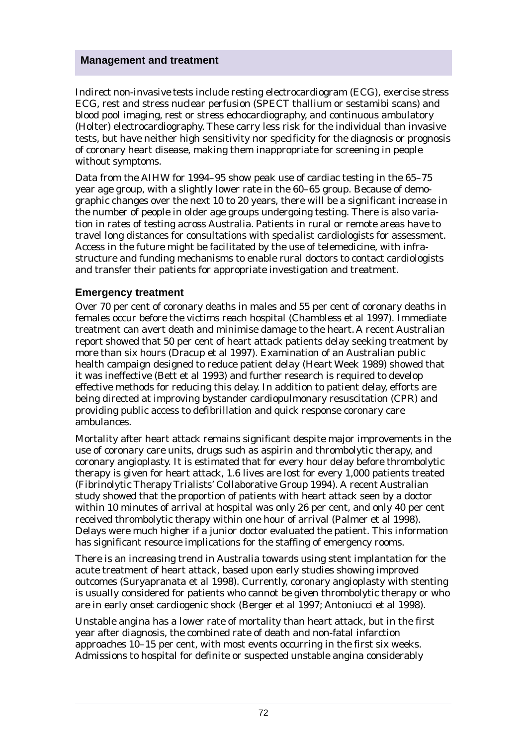## Management and treatment

Indirect non-invasive tests include resting electrocardiogram (ECG), exercise stress ECG, rest and stress nuclear perfusion (SPECT thallium or sestamibi scans) and blood pool imaging, rest or stress echocardiography, and continuous ambulatory (Holter) electrocardiography. These carry less risk for the individual than invasive tests, but have neither high sensitivity nor specificity for the diagnosis or prognosis of coronary heart disease, making them inappropriate for screening in people without symptoms.

Data from the AIHW for 1994–95 show peak use of cardiac testing in the 65–75 year age group, with a slightly lower rate in the 60–65 group. Because of demographic changes over the next 10 to 20 years, there will be a significant increase in the number of people in older age groups undergoing testing. There is also variation in rates of testing across Australia. Patients in rural or remote areas have to travel long distances for consultations with specialist cardiologists for assessment. Access in the future might be facilitated by the use of telemedicine, with infrastructure and funding mechanisms to enable rural doctors to contact cardiologists and transfer their patients for appropriate investigation and treatment.

### Emergency treatment

Over 70 per cent of coronary deaths in males and 55 per cent of coronary deaths in females occur before the victims reach hospital (Chambless et al 1997). Immediate treatment can avert death and minimise damage to the heart. A recent Australian report showed that 50 per cent of heart attack patients delay seeking treatment by more than six hours (Dracup et al 1997). Examination of an Australian public health campaign designed to reduce patient delay (Heart Week 1989) showed that it was ineffective (Bett et al 1993) and further research is required to develop effective methods for reducing this delay. In addition to patient delay, efforts are being directed at improving bystander cardiopulmonary resuscitation (CPR) and providing public access to defibrillation and quick response coronary care ambulances.

Mortality after heart attack remains significant despite major improvements in the use of coronary care units, drugs such as aspirin and thrombolytic therapy, and coronary angioplasty. It is estimated that for every hour delay before thrombolytic therapy is given for heart attack, 1.6 lives are lost for every 1,000 patients treated (Fibrinolytic Therapy Trialists' Collaborative Group 1994). A recent Australian study showed that the proportion of patients with heart attack seen by a doctor within 10 minutes of arrival at hospital was only 26 per cent, and only 40 per cent received thrombolytic therapy within one hour of arrival (Palmer et al 1998). Delays were much higher if a junior doctor evaluated the patient. This information has significant resource implications for the staffing of emergency rooms.

There is an increasing trend in Australia towards using stent implantation for the acute treatment of heart attack, based upon early studies showing improved outcomes (Suryapranata et al 1998). Currently, coronary angioplasty with stenting is usually considered for patients who cannot be given thrombolytic therapy or who are in early onset cardiogenic shock (Berger et al 1997; Antoniucci et al 1998).

Unstable angina has a lower rate of mortality than heart attack, but in the first year after diagnosis, the combined rate of death and non-fatal infarction approaches 10–15 per cent, with most events occurring in the first six weeks. Admissions to hospital for definite or suspected unstable angina considerably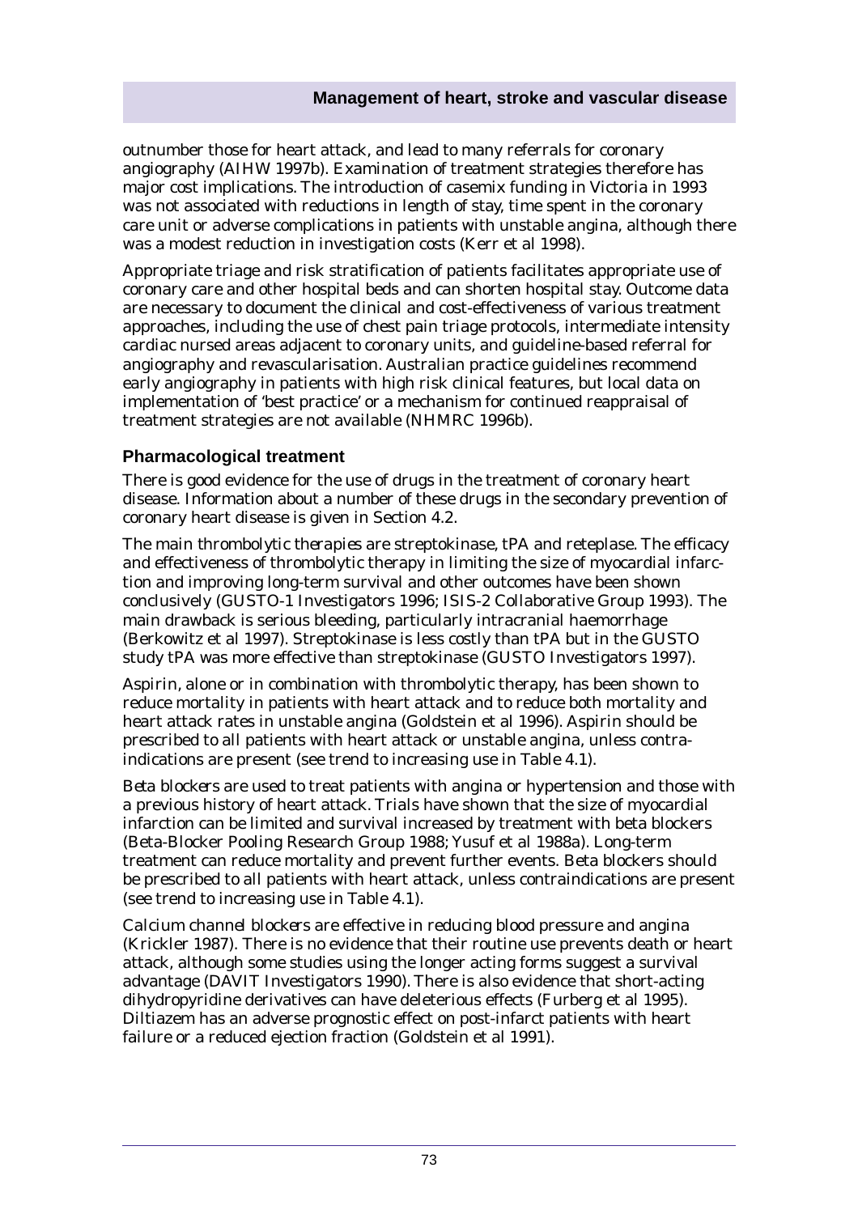outnumber those for heart attack, and lead to many referrals for coronary angiography (AIHW 1997b). Examination of treatment strategies therefore has major cost implications. The introduction of casemix funding in Victoria in 1993 was not associated with reductions in length of stay, time spent in the coronary care unit or adverse complications in patients with unstable angina, although there was a modest reduction in investigation costs (Kerr et al 1998).

Appropriate triage and risk stratification of patients facilitates appropriate use of coronary care and other hospital beds and can shorten hospital stay. Outcome data are necessary to document the clinical and cost-effectiveness of various treatment approaches, including the use of chest pain triage protocols, intermediate intensity cardiac nursed areas adjacent to coronary units, and guideline-based referral for angiography and revascularisation. Australian practice guidelines recommend early angiography in patients with high risk clinical features, but local data on implementation of 'best practice' or a mechanism for continued reappraisal of treatment strategies are not available (NHMRC 1996b).

### Pharmacological treatment

There is good evidence for the use of drugs in the treatment of coronary heart disease. Information about a number of these drugs in the secondary prevention of coronary heart disease is given in Section 4.2.

The main *thrombolytic therapies* are streptokinase, tPA and reteplase. The efficacy and effectiveness of thrombolytic therapy in limiting the size of myocardial infarction and improving long-term survival and other outcomes have been shown conclusively (GUSTO-1 Investigators 1996; ISIS-2 Collaborative Group 1993). The main drawback is serious bleeding, particularly intracranial haemorrhage (Berkowitz et al 1997). Streptokinase is less costly than tPA but in the GUSTO study tPA was more effective than streptokinase (GUSTO Investigators 1997).

*Aspirin*, alone or in combination with thrombolytic therapy, has been shown to reduce mortality in patients with heart attack and to reduce both mortality and heart attack rates in unstable angina (Goldstein et al 1996). Aspirin should be prescribed to all patients with heart attack or unstable angina, unless contra-indications are present (see trend to increasing use in Table 4.1).

*Beta blockers* are used to treat patients with angina or hypertension and those with a previous history of heart attack. Trials have shown that the size of myocardial infarction can be limited and survival increased by treatment with beta blockers (Beta-Blocker Pooling Research Group 1988; Yusuf et al 1988a). Long-term treatment can reduce mortality and prevent further events. Beta blockers should be prescribed to all patients with heart attack, unless contraindications are present (see trend to increasing use in Table 4.1).

*Calcium channel blockers* are effective in reducing blood pressure and angina (Krickler 1987). There is no evidence that their routine use prevents death or heart attack, although some studies using the longer acting forms suggest a survival advantage (DAVIT Investigators 1990). There is also evidence that short-acting dihydropyridine derivatives can have deleterious effects (Furberg et al 1995). Diltiazem has an adverse prognostic effect on post-infarct patients with heart failure or a reduced ejection fraction (Goldstein et al 1991).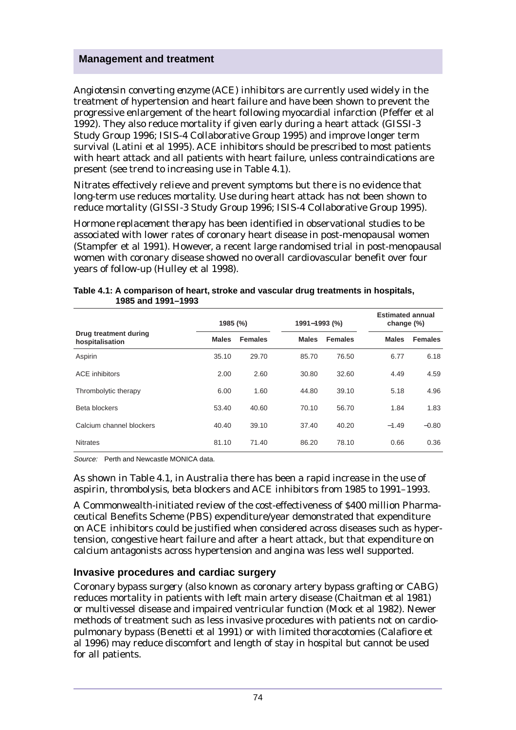## Management and treatment

*Angiotensin converting enzyme (ACE) inhibitors* are currently used widely in the treatment of hypertension and heart failure and have been shown to prevent the progressive enlargement of the heart following myocardial infarction (Pfeffer et al 1992). They also reduce mortality if given early during a heart attack (GISSI-3 Study Group 1996; ISIS-4 Collaborative Group 1995) and improve longer term survival (Latini et al 1995). ACE inhibitors should be prescribed to most patients with heart attack and all patients with heart failure, unless contraindications are present (see trend to increasing use in Table 4.1).

*Nitrates* effectively relieve and prevent symptoms but there is no evidence that long-term use reduces mortality. Use during heart attack has not been shown to reduce mortality (GISSI-3 Study Group 1996; ISIS-4 Collaborative Group 1995).

*Hormone replacement therapy* has been identified in observational studies to be associated with lower rates of coronary heart disease in post-menopausal women (Stampfer et al 1991). However, a recent large randomised trial in post-menopausal women with coronary disease showed no overall cardiovascular benefit over four years of follow-up (Hulley et al 1998).

**Table 4.1: A comparison of heart, stroke and vascular drug treatments in hospitals, 1985 and 1991–1993**

| | 1985 (%) | | 1991–1993 (%) | | Estimated annual change (%) | |
|---|---|---|---|---|---|---|
| **Drug treatment during hospitalisation** | **Males** | **Females** | **Males** | **Females** | **Males** | **Females** |
| Aspirin | 35.10 | 29.70 | 85.70 | 76.50 | 6.77 | 6.18 |
| ACE inhibitors | 2.00 | 2.60 | 30.80 | 32.60 | 4.49 | 4.59 |
| Thrombolytic therapy | 6.00 | 1.60 | 44.80 | 39.10 | 5.18 | 4.96 |
| Beta blockers | 53.40 | 40.60 | 70.10 | 56.70 | 1.84 | 1.83 |
| Calcium channel blockers | 40.40 | 39.10 | 37.40 | 40.20 | –1.49 | –0.80 |
| Nitrates | 81.10 | 71.40 | 86.20 | 78.10 | 0.66 | 0.36 |

*Source:* Perth and Newcastle MONICA data.

As shown in Table 4.1, in Australia there has been a rapid increase in the use of aspirin, thrombolysis, beta blockers and ACE inhibitors from 1985 to 1991–1993.

A Commonwealth-initiated review of the cost-effectiveness of $400 million Pharmaceutical Benefits Scheme (PBS) expenditure/year demonstrated that expenditure on ACE inhibitors could be justified when considered across diseases such as hypertension, congestive heart failure and after a heart attack, but that expenditure on calcium antagonists across hypertension and angina was less well supported.

### Invasive procedures and cardiac surgery

*Coronary bypass surgery* (also known as coronary artery bypass grafting or CABG) reduces mortality in patients with left main artery disease (Chaitman et al 1981) or multivessel disease and impaired ventricular function (Mock et al 1982). Newer methods of treatment such as less invasive procedures with patients not on cardiopulmonary bypass (Benetti et al 1991) or with limited thoracotomies (Calafiore et al 1996) may reduce discomfort and length of stay in hospital but cannot be used for all patients.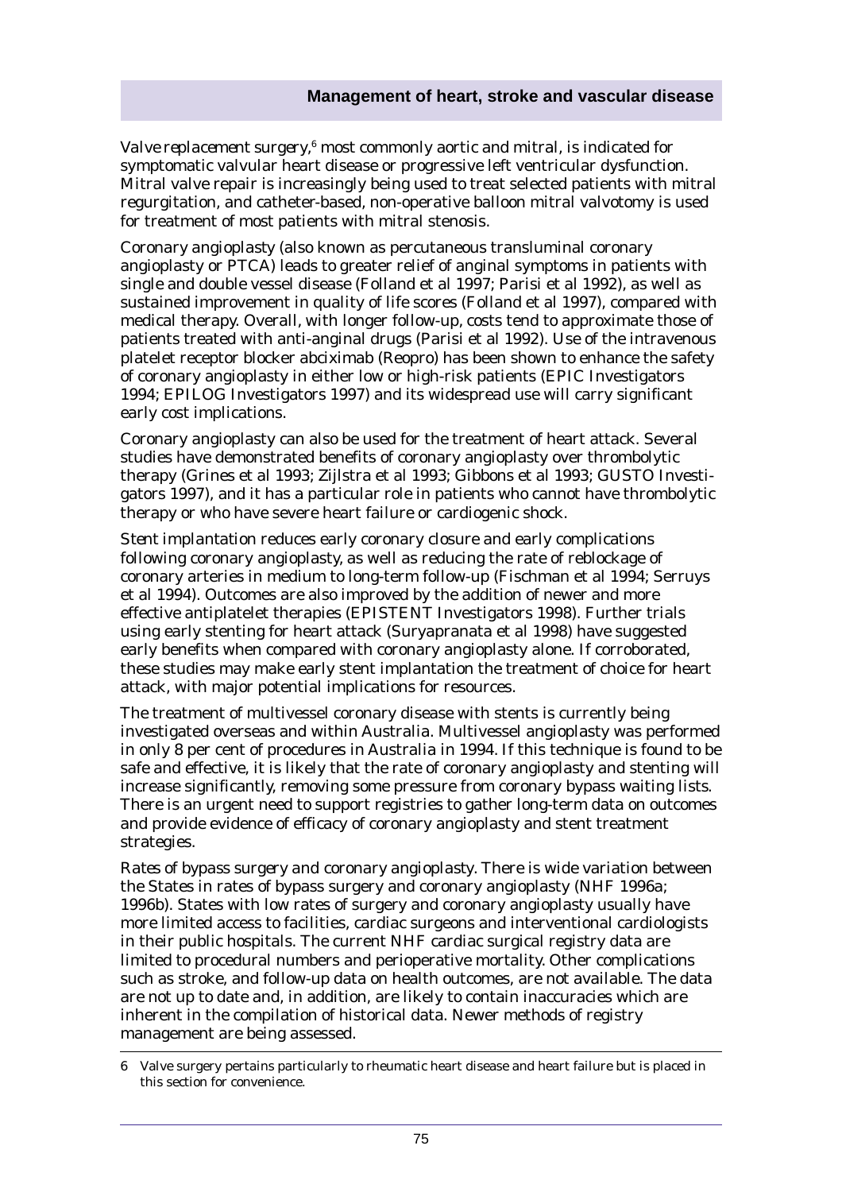*Valve replacement surgery*,[6] most commonly aortic and mitral, is indicated for symptomatic valvular heart disease or progressive left ventricular dysfunction. Mitral valve repair is increasingly being used to treat selected patients with mitral regurgitation, and catheter-based, non-operative balloon mitral valvotomy is used for treatment of most patients with mitral stenosis.

*Coronary angioplasty* (also known as percutaneous transluminal coronary angioplasty or PTCA) leads to greater relief of anginal symptoms in patients with single and double vessel disease (Folland et al 1997; Parisi et al 1992), as well as sustained improvement in quality of life scores (Folland et al 1997), compared with medical therapy. Overall, with longer follow-up, costs tend to approximate those of patients treated with anti-anginal drugs (Parisi et al 1992). Use of the intravenous platelet receptor blocker abciximab (Reopro) has been shown to enhance the safety of coronary angioplasty in either low or high-risk patients (EPIC Investigators 1994; EPILOG Investigators 1997) and its widespread use will carry significant early cost implications.

Coronary angioplasty can also be used for the treatment of heart attack. Several studies have demonstrated benefits of coronary angioplasty over thrombolytic therapy (Grines et al 1993; Zijlstra et al 1993; Gibbons et al 1993; GUSTO Investigators 1997), and it has a particular role in patients who cannot have thrombolytic therapy or who have severe heart failure or cardiogenic shock.

*Stent implantation* reduces early coronary closure and early complications following coronary angioplasty, as well as reducing the rate of reblockage of coronary arteries in medium to long-term follow-up (Fischman et al 1994; Serruys et al 1994). Outcomes are also improved by the addition of newer and more effective antiplatelet therapies (EPISTENT Investigators 1998). Further trials using early stenting for heart attack (Suryapranata et al 1998) have suggested early benefits when compared with coronary angioplasty alone. If corroborated, these studies may make early stent implantation the treatment of choice for heart attack, with major potential implications for resources.

The treatment of multivessel coronary disease with stents is currently being investigated overseas and within Australia. Multivessel angioplasty was performed in only 8 per cent of procedures in Australia in 1994. If this technique is found to be safe and effective, it is likely that the rate of coronary angioplasty and stenting will increase significantly, removing some pressure from coronary bypass waiting lists. There is an urgent need to support registries to gather long-term data on outcomes and provide evidence of efficacy of coronary angioplasty and stent treatment strategies.

*Rates of bypass surgery and coronary angioplasty*. There is wide variation between the States in rates of bypass surgery and coronary angioplasty (NHF 1996a; 1996b). States with low rates of surgery and coronary angioplasty usually have more limited access to facilities, cardiac surgeons and interventional cardiologists in their public hospitals. The current NHF cardiac surgical registry data are limited to procedural numbers and perioperative mortality. Other complications such as stroke, and follow-up data on health outcomes, are not available. The data are not up to date and, in addition, are likely to contain inaccuracies which are inherent in the compilation of historical data. Newer methods of registry management are being assessed.

---

6 Valve surgery pertains particularly to rheumatic heart disease and heart failure but is placed in this section for convenience.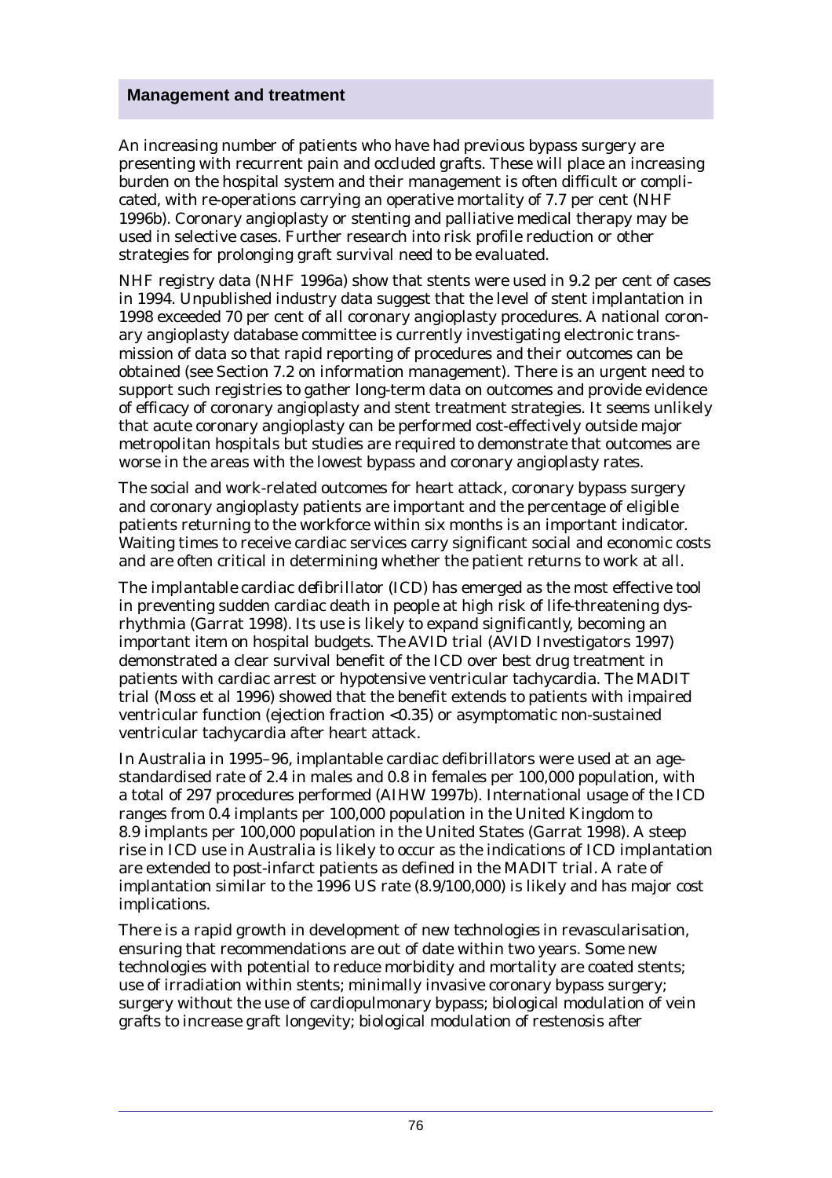## Management and treatment

An increasing number of patients who have had previous bypass surgery are presenting with recurrent pain and occluded grafts. These will place an increasing burden on the hospital system and their management is often difficult or complicated, with re-operations carrying an operative mortality of 7.7 per cent (NHF 1996b). Coronary angioplasty or stenting and palliative medical therapy may be used in selective cases. Further research into risk profile reduction or other strategies for prolonging graft survival need to be evaluated.

NHF registry data (NHF 1996a) show that stents were used in 9.2 per cent of cases in 1994. Unpublished industry data suggest that the level of stent implantation in 1998 exceeded 70 per cent of all coronary angioplasty procedures. A national coronary angioplasty database committee is currently investigating electronic transmission of data so that rapid reporting of procedures and their outcomes can be obtained (see Section 7.2 on information management). There is an urgent need to support such registries to gather long-term data on outcomes and provide evidence of efficacy of coronary angioplasty and stent treatment strategies. It seems unlikely that acute coronary angioplasty can be performed cost-effectively outside major metropolitan hospitals but studies are required to demonstrate that outcomes are worse in the areas with the lowest bypass and coronary angioplasty rates.

The social and work-related outcomes for heart attack, coronary bypass surgery and coronary angioplasty patients are important and the percentage of eligible patients returning to the workforce within six months is an important indicator. Waiting times to receive cardiac services carry significant social and economic costs and are often critical in determining whether the patient returns to work at all.

The implantable cardiac defibrillator (ICD) has emerged as the most effective tool in preventing sudden cardiac death in people at high risk of life-threatening dysrhythmia (Garrat 1998). Its use is likely to expand significantly, becoming an important item on hospital budgets. The AVID trial (AVID Investigators 1997) demonstrated a clear survival benefit of the ICD over best drug treatment in patients with cardiac arrest or hypotensive ventricular tachycardia. The MADIT trial (Moss et al 1996) showed that the benefit extends to patients with impaired ventricular function (ejection fraction <0.35) or asymptomatic non-sustained ventricular tachycardia after heart attack.

In Australia in 1995–96, implantable cardiac defibrillators were used at an age-standardised rate of 2.4 in males and 0.8 in females per 100,000 population, with a total of 297 procedures performed (AIHW 1997b). International usage of the ICD ranges from 0.4 implants per 100,000 population in the United Kingdom to 8.9 implants per 100,000 population in the United States (Garrat 1998). A steep rise in ICD use in Australia is likely to occur as the indications of ICD implantation are extended to post-infarct patients as defined in the MADIT trial. A rate of implantation similar to the 1996 US rate (8.9/100,000) is likely and has major cost implications.

There is a rapid growth in development of new technologies in revascularisation, ensuring that recommendations are out of date within two years. Some new technologies with potential to reduce morbidity and mortality are coated stents; use of irradiation within stents; minimally invasive coronary bypass surgery; surgery without the use of cardiopulmonary bypass; biological modulation of vein grafts to increase graft longevity; biological modulation of restenosis after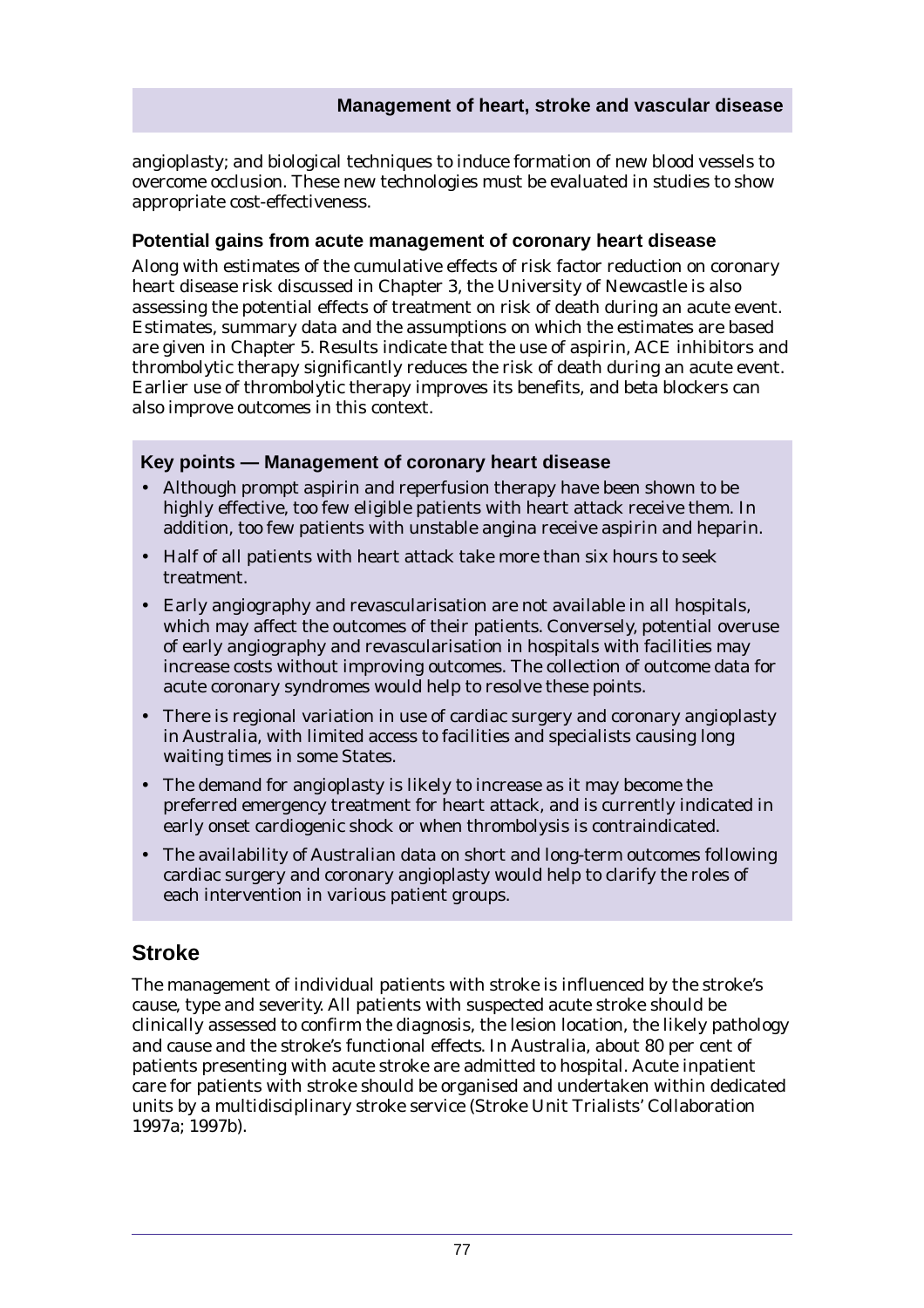angioplasty; and biological techniques to induce formation of new blood vessels to overcome occlusion. These new technologies must be evaluated in studies to show appropriate cost-effectiveness.

### Potential gains from acute management of coronary heart disease

Along with estimates of the cumulative effects of risk factor reduction on coronary heart disease risk discussed in Chapter 3, the University of Newcastle is also assessing the potential effects of treatment on risk of death during an acute event. Estimates, summary data and the assumptions on which the estimates are based are given in Chapter 5. Results indicate that the use of aspirin, ACE inhibitors and thrombolytic therapy significantly reduces the risk of death during an acute event. Earlier use of thrombolytic therapy improves its benefits, and beta blockers can also improve outcomes in this context.

### Key points — Management of coronary heart disease

- Although prompt aspirin and reperfusion therapy have been shown to be highly effective, too few eligible patients with heart attack receive them. In addition, too few patients with unstable angina receive aspirin and heparin.
- Half of all patients with heart attack take more than six hours to seek treatment.
- Early angiography and revascularisation are not available in all hospitals, which may affect the outcomes of their patients. Conversely, potential overuse of early angiography and revascularisation in hospitals with facilities may increase costs without improving outcomes. The collection of outcome data for acute coronary syndromes would help to resolve these points.
- There is regional variation in use of cardiac surgery and coronary angioplasty in Australia, with limited access to facilities and specialists causing long waiting times in some States.
- The demand for angioplasty is likely to increase as it may become the preferred emergency treatment for heart attack, and is currently indicated in early onset cardiogenic shock or when thrombolysis is contraindicated.
- The availability of Australian data on short and long-term outcomes following cardiac surgery and coronary angioplasty would help to clarify the roles of each intervention in various patient groups.

## Stroke

The management of individual patients with stroke is influenced by the stroke's cause, type and severity. All patients with suspected acute stroke should be clinically assessed to confirm the diagnosis, the lesion location, the likely pathology and cause and the stroke's functional effects. In Australia, about 80 per cent of patients presenting with acute stroke are admitted to hospital. Acute inpatient care for patients with stroke should be organised and undertaken within dedicated units by a multidisciplinary stroke service (Stroke Unit Trialists' Collaboration 1997a; 1997b).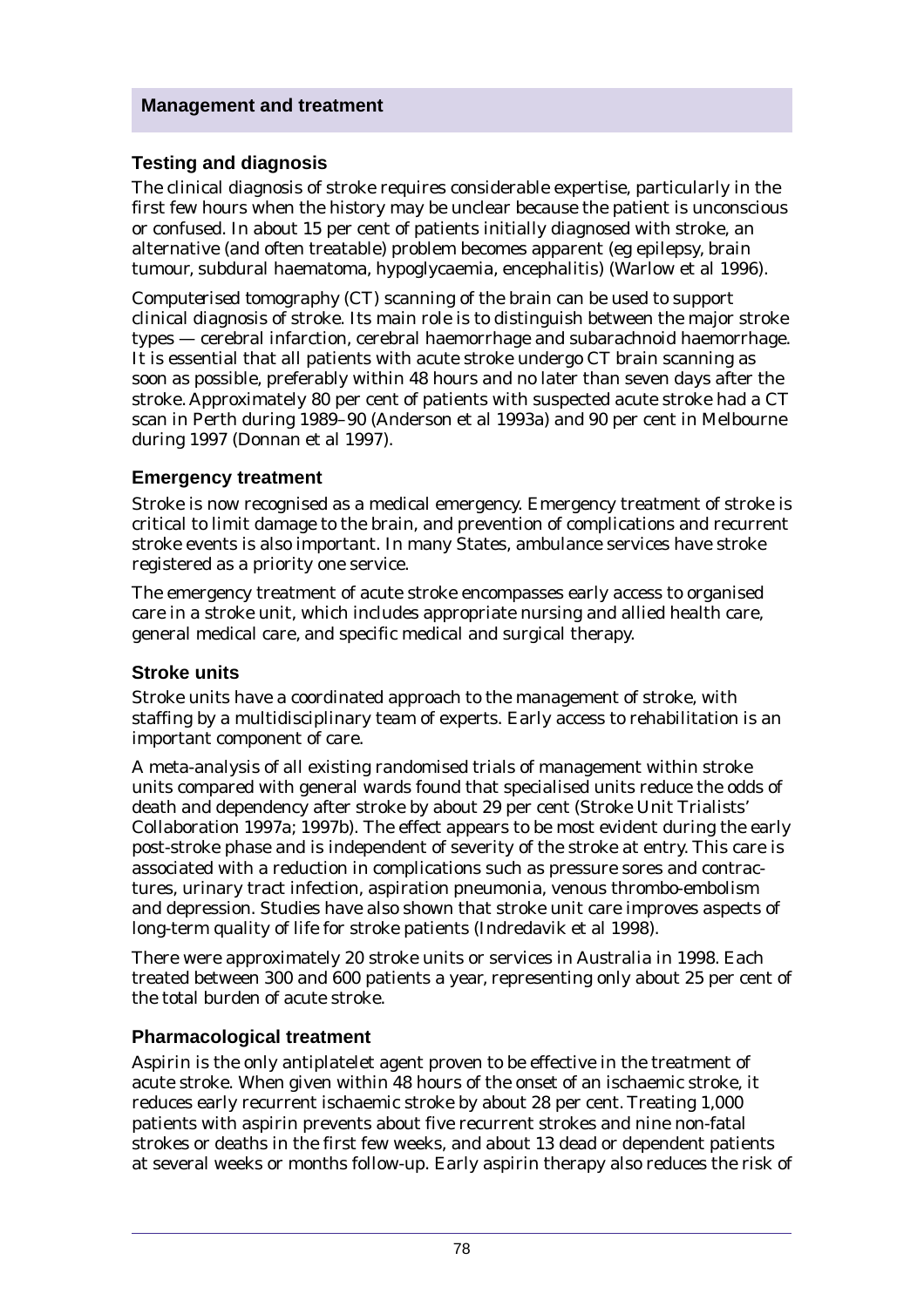## Management and treatment

### Testing and diagnosis

The clinical diagnosis of stroke requires considerable expertise, particularly in the first few hours when the history may be unclear because the patient is unconscious or confused. In about 15 per cent of patients initially diagnosed with stroke, an alternative (and often treatable) problem becomes apparent (eg epilepsy, brain tumour, subdural haematoma, hypoglycaemia, encephalitis) (Warlow et al 1996).

Computerised tomography (CT) scanning of the brain can be used to support clinical diagnosis of stroke. Its main role is to distinguish between the major stroke types — cerebral infarction, cerebral haemorrhage and subarachnoid haemorrhage. It is essential that all patients with acute stroke undergo CT brain scanning as soon as possible, preferably within 48 hours and no later than seven days after the stroke. Approximately 80 per cent of patients with suspected acute stroke had a CT scan in Perth during 1989–90 (Anderson et al 1993a) and 90 per cent in Melbourne during 1997 (Donnan et al 1997).

### Emergency treatment

Stroke is now recognised as a medical emergency. Emergency treatment of stroke is critical to limit damage to the brain, and prevention of complications and recurrent stroke events is also important. In many States, ambulance services have stroke registered as a priority one service.

The emergency treatment of acute stroke encompasses early access to organised care in a stroke unit, which includes appropriate nursing and allied health care, general medical care, and specific medical and surgical therapy.

### Stroke units

Stroke units have a coordinated approach to the management of stroke, with staffing by a multidisciplinary team of experts. Early access to rehabilitation is an important component of care.

A meta-analysis of all existing randomised trials of management within stroke units compared with general wards found that specialised units reduce the odds of death and dependency after stroke by about 29 per cent (Stroke Unit Trialists' Collaboration 1997a; 1997b). The effect appears to be most evident during the early post-stroke phase and is independent of severity of the stroke at entry. This care is associated with a reduction in complications such as pressure sores and contractures, urinary tract infection, aspiration pneumonia, venous thrombo-embolism and depression. Studies have also shown that stroke unit care improves aspects of long-term quality of life for stroke patients (Indredavik et al 1998).

There were approximately 20 stroke units or services in Australia in 1998. Each treated between 300 and 600 patients a year, representing only about 25 per cent of the total burden of acute stroke.

### Pharmacological treatment

Aspirin is the only antiplatelet agent proven to be effective in the treatment of acute stroke. When given within 48 hours of the onset of an ischaemic stroke, it reduces early recurrent ischaemic stroke by about 28 per cent. Treating 1,000 patients with aspirin prevents about five recurrent strokes and nine non-fatal strokes or deaths in the first few weeks, and about 13 dead or dependent patients at several weeks or months follow-up. Early aspirin therapy also reduces the risk of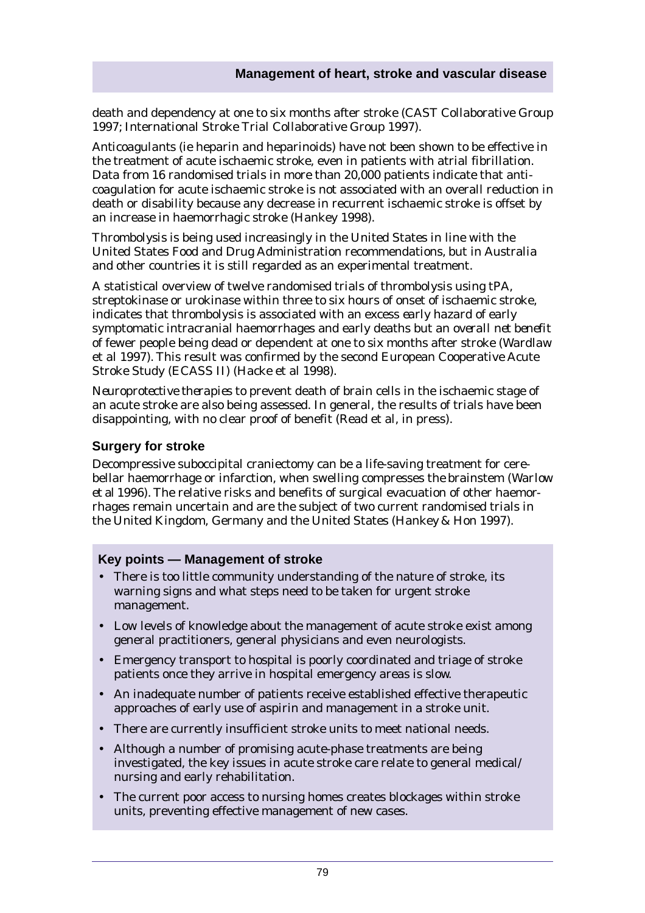death and dependency at one to six months after stroke (CAST Collaborative Group 1997; International Stroke Trial Collaborative Group 1997).

*Anticoagulants* (ie heparin and heparinoids) have not been shown to be effective in the treatment of acute ischaemic stroke, even in patients with atrial fibrillation. Data from 16 randomised trials in more than 20,000 patients indicate that anti-coagulation for acute ischaemic stroke is not associated with an overall reduction in death or disability because any decrease in recurrent ischaemic stroke is offset by an increase in haemorrhagic stroke (Hankey 1998).

*Thrombolysis* is being used increasingly in the United States in line with the United States Food and Drug Administration recommendations, but in Australia and other countries it is still regarded as an experimental treatment.

A statistical overview of twelve randomised trials of thrombolysis using tPA, streptokinase or urokinase within three to six hours of onset of ischaemic stroke, indicates that thrombolysis is associated with an excess early hazard of early symptomatic intracranial haemorrhages and early deaths but an *overall net benefit* of fewer people being dead or dependent at one to six months after stroke (Wardlaw et al 1997). This result was confirmed by the second European Cooperative Acute Stroke Study (ECASS II) (Hacke et al 1998).

*Neuroprotective therapies* to prevent death of brain cells in the ischaemic stage of an acute stroke are also being assessed. In general, the results of trials have been disappointing, with no clear proof of benefit (Read et al, in press).

### Surgery for stroke

Decompressive suboccipital craniectomy can be a life-saving treatment for cerebellar haemorrhage or infarction, when swelling compresses the brainstem (Warlow et al 1996). The relative risks and benefits of surgical evacuation of other haemorrhages remain uncertain and are the subject of two current randomised trials in the United Kingdom, Germany and the United States (Hankey & Hon 1997).

### Key points — Management of stroke

- There is too little community understanding of the nature of stroke, its warning signs and what steps need to be taken for urgent stroke management.
- Low levels of knowledge about the management of acute stroke exist among general practitioners, general physicians and even neurologists.
- Emergency transport to hospital is poorly coordinated and triage of stroke patients once they arrive in hospital emergency areas is slow.
- An inadequate number of patients receive established effective therapeutic approaches of early use of aspirin and management in a stroke unit.
- There are currently insufficient stroke units to meet national needs.
- Although a number of promising acute-phase treatments are being investigated, the key issues in acute stroke care relate to general medical/ nursing and early rehabilitation.
- The current poor access to nursing homes creates blockages within stroke units, preventing effective management of new cases.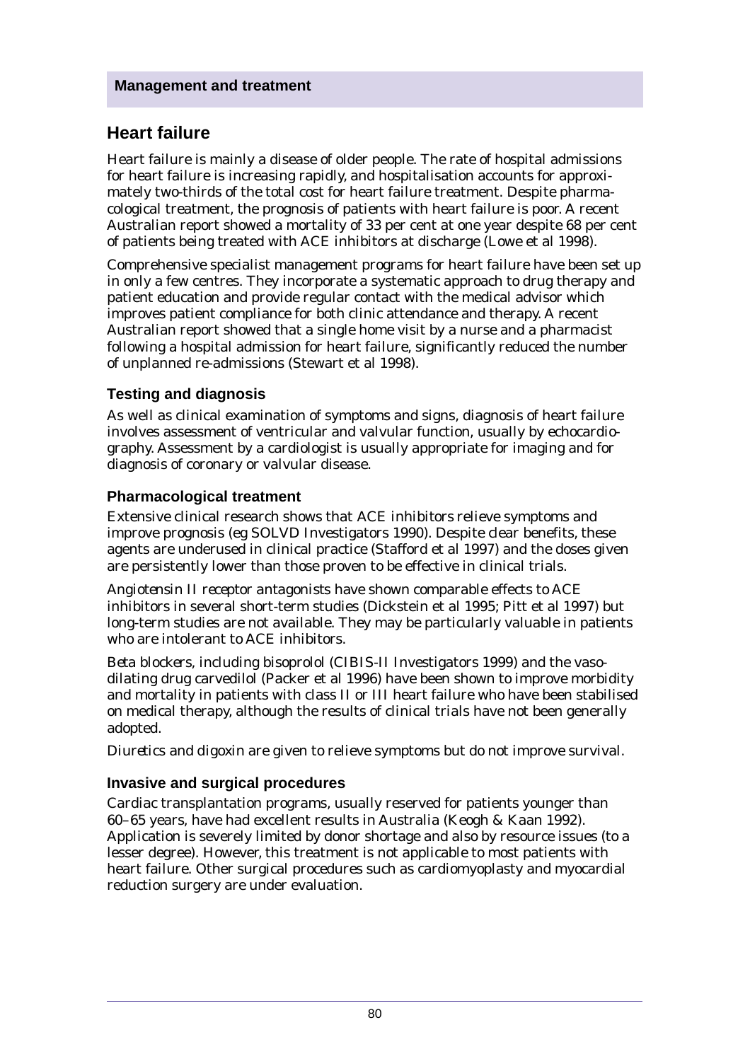**Management and treatment**

## Heart failure

Heart failure is mainly a disease of older people. The rate of hospital admissions for heart failure is increasing rapidly, and hospitalisation accounts for approximately two-thirds of the total cost for heart failure treatment. Despite pharmacological treatment, the prognosis of patients with heart failure is poor. A recent Australian report showed a mortality of 33 per cent at one year despite 68 per cent of patients being treated with ACE inhibitors at discharge (Lowe et al 1998).

Comprehensive specialist management programs for heart failure have been set up in only a few centres. They incorporate a systematic approach to drug therapy and patient education and provide regular contact with the medical advisor which improves patient compliance for both clinic attendance and therapy. A recent Australian report showed that a single home visit by a nurse and a pharmacist following a hospital admission for heart failure, significantly reduced the number of unplanned re-admissions (Stewart et al 1998).

### Testing and diagnosis

As well as clinical examination of symptoms and signs, diagnosis of heart failure involves assessment of ventricular and valvular function, usually by echocardiography. Assessment by a cardiologist is usually appropriate for imaging and for diagnosis of coronary or valvular disease.

### Pharmacological treatment

Extensive clinical research shows that *ACE inhibitors* relieve symptoms and improve prognosis (eg SOLVD Investigators 1990). Despite clear benefits, these agents are underused in clinical practice (Stafford et al 1997) and the doses given are persistently lower than those proven to be effective in clinical trials.

*Angiotensin II receptor antagonists* have shown comparable effects to ACE inhibitors in several short-term studies (Dickstein et al 1995; Pitt et al 1997) but long-term studies are not available. They may be particularly valuable in patients who are intolerant to ACE inhibitors.

*Beta blockers*, including bisoprolol (CIBIS-II Investigators 1999) and the vasodilating drug carvedilol (Packer et al 1996) have been shown to improve morbidity and mortality in patients with class II or III heart failure who have been stabilised on medical therapy, although the results of clinical trials have not been generally adopted.

*Diuretics* and *digoxin* are given to relieve symptoms but do not improve survival.

### Invasive and surgical procedures

Cardiac transplantation programs, usually reserved for patients younger than 60–65 years, have had excellent results in Australia (Keogh & Kaan 1992). Application is severely limited by donor shortage and also by resource issues (to a lesser degree). However, this treatment is not applicable to most patients with heart failure. Other surgical procedures such as cardiomyoplasty and myocardial reduction surgery are under evaluation.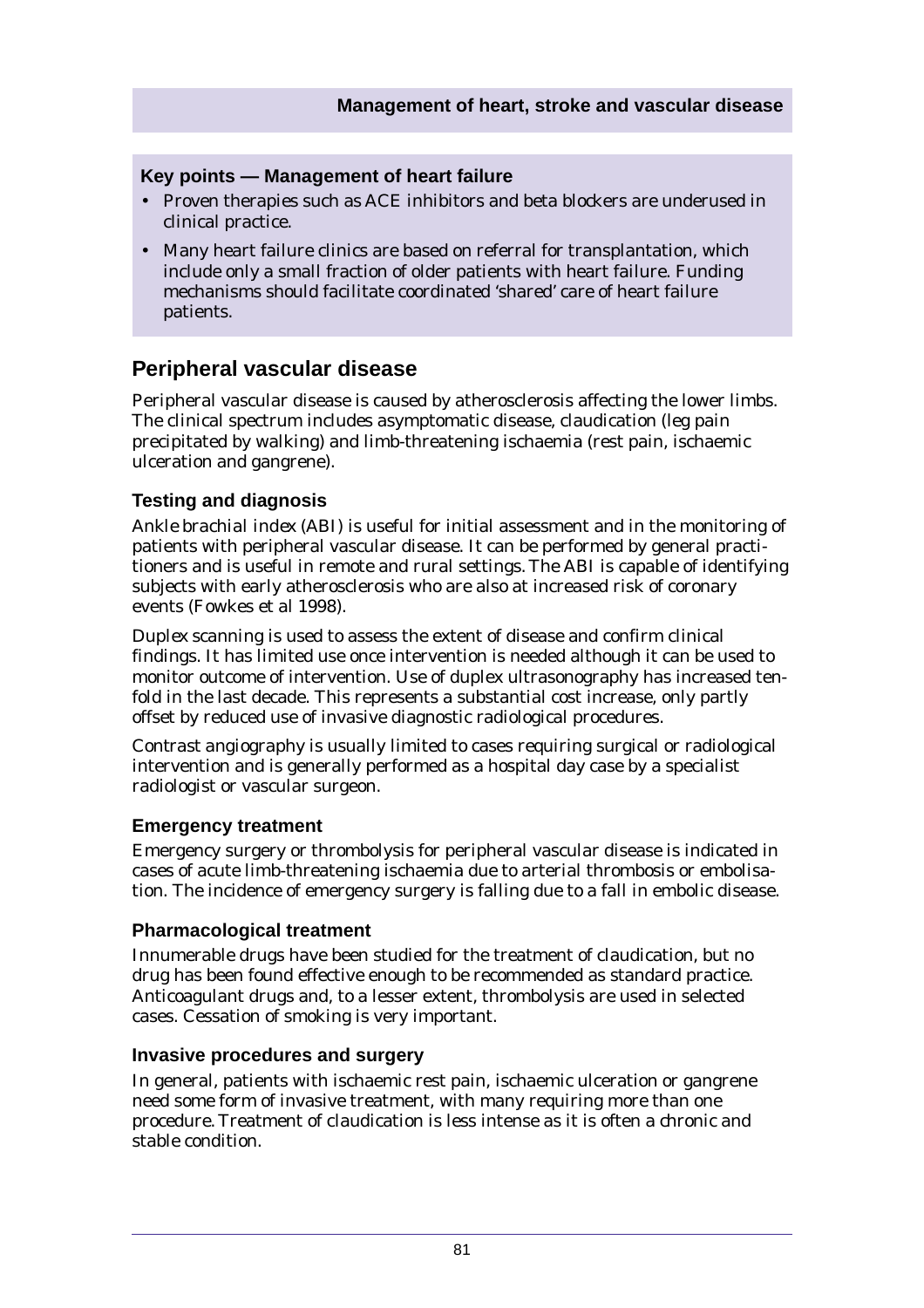**Key points — Management of heart failure**

- Proven therapies such as ACE inhibitors and beta blockers are underused in clinical practice.
- Many heart failure clinics are based on referral for transplantation, which include only a small fraction of older patients with heart failure. Funding mechanisms should facilitate coordinated 'shared' care of heart failure patients.

## Peripheral vascular disease

Peripheral vascular disease is caused by atherosclerosis affecting the lower limbs. The clinical spectrum includes asymptomatic disease, claudication (leg pain precipitated by walking) and limb-threatening ischaemia (rest pain, ischaemic ulceration and gangrene).

### Testing and diagnosis

Ankle brachial index (ABI) is useful for initial assessment and in the monitoring of patients with peripheral vascular disease. It can be performed by general practitioners and is useful in remote and rural settings. The ABI is capable of identifying subjects with early atherosclerosis who are also at increased risk of coronary events (Fowkes et al 1998).

Duplex scanning is used to assess the extent of disease and confirm clinical findings. It has limited use once intervention is needed although it can be used to monitor outcome of intervention. Use of duplex ultrasonography has increased tenfold in the last decade. This represents a substantial cost increase, only partly offset by reduced use of invasive diagnostic radiological procedures.

Contrast angiography is usually limited to cases requiring surgical or radiological intervention and is generally performed as a hospital day case by a specialist radiologist or vascular surgeon.

### Emergency treatment

Emergency surgery or thrombolysis for peripheral vascular disease is indicated in cases of acute limb-threatening ischaemia due to arterial thrombosis or embolisation. The incidence of emergency surgery is falling due to a fall in embolic disease.

### Pharmacological treatment

Innumerable drugs have been studied for the treatment of claudication, but no drug has been found effective enough to be recommended as standard practice. Anticoagulant drugs and, to a lesser extent, thrombolysis are used in selected cases. Cessation of smoking is very important.

### Invasive procedures and surgery

In general, patients with ischaemic rest pain, ischaemic ulceration or gangrene need some form of invasive treatment, with many requiring more than one procedure. Treatment of claudication is less intense as it is often a chronic and stable condition.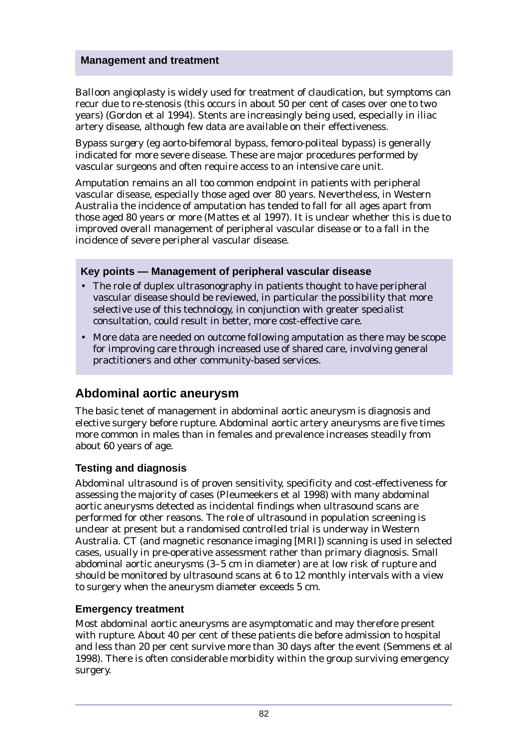### Management and treatment

*Balloon angioplasty* is widely used for treatment of claudication, but symptoms can recur due to re-stenosis (this occurs in about 50 per cent of cases over one to two years) (Gordon et al 1994). Stents are increasingly being used, especially in iliac artery disease, although few data are available on their effectiveness.

*Bypass surgery* (eg aorto-bifemoral bypass, femoro-politeal bypass) is generally indicated for more severe disease. These are major procedures performed by vascular surgeons and often require access to an intensive care unit.

*Amputation* remains an all too common endpoint in patients with peripheral vascular disease, especially those aged over 80 years. Nevertheless, in Western Australia the incidence of amputation has tended to fall for all ages apart from those aged 80 years or more (Mattes et al 1997). It is unclear whether this is due to improved overall management of peripheral vascular disease or to a fall in the incidence of severe peripheral vascular disease.

**Key points — Management of peripheral vascular disease**

- The role of duplex ultrasonography in patients thought to have peripheral vascular disease should be reviewed, in particular the possibility that more selective use of this technology, in conjunction with greater specialist consultation, could result in better, more cost-effective care.
- More data are needed on outcome following amputation as there may be scope for improving care through increased use of shared care, involving general practitioners and other community-based services.

## Abdominal aortic aneurysm

The basic tenet of management in abdominal aortic aneurysm is diagnosis and elective surgery before rupture. Abdominal aortic artery aneurysms are five times more common in males than in females and prevalence increases steadily from about 60 years of age.

### Testing and diagnosis

Abdominal ultrasound is of proven sensitivity, specificity and cost-effectiveness for assessing the majority of cases (Pleumeekers et al 1998) with many abdominal aortic aneurysms detected as incidental findings when ultrasound scans are performed for other reasons. The role of ultrasound in population screening is unclear at present but a randomised controlled trial is underway in Western Australia. CT (and magnetic resonance imaging [MRI]) scanning is used in selected cases, usually in pre-operative assessment rather than primary diagnosis. Small abdominal aortic aneurysms (3–5 cm in diameter) are at low risk of rupture and should be monitored by ultrasound scans at 6 to 12 monthly intervals with a view to surgery when the aneurysm diameter exceeds 5 cm.

### Emergency treatment

Most abdominal aortic aneurysms are asymptomatic and may therefore present with rupture. About 40 per cent of these patients die before admission to hospital and less than 20 per cent survive more than 30 days after the event (Semmens et al 1998). There is often considerable morbidity within the group surviving emergency surgery.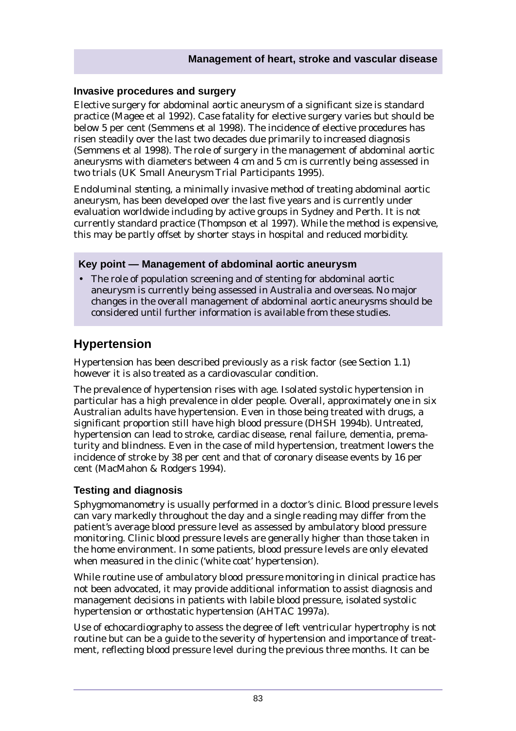### Invasive procedures and surgery

Elective surgery for abdominal aortic aneurysm of a significant size is standard practice (Magee et al 1992). Case fatality for elective surgery varies but should be below 5 per cent (Semmens et al 1998). The incidence of elective procedures has risen steadily over the last two decades due primarily to increased diagnosis (Semmens et al 1998). The role of surgery in the management of abdominal aortic aneurysms with diameters between 4 cm and 5 cm is currently being assessed in two trials (UK Small Aneurysm Trial Participants 1995).

Endoluminal stenting, a minimally invasive method of treating abdominal aortic aneurysm, has been developed over the last five years and is currently under evaluation worldwide including by active groups in Sydney and Perth. It is not currently standard practice (Thompson et al 1997). While the method is expensive, this may be partly offset by shorter stays in hospital and reduced morbidity.

**Key point — Management of abdominal aortic aneurysm**

- The role of population screening and of stenting for abdominal aortic aneurysm is currently being assessed in Australia and overseas. No major changes in the overall management of abdominal aortic aneurysms should be considered until further information is available from these studies.

## Hypertension

Hypertension has been described previously as a risk factor (see Section 1.1) however it is also treated as a cardiovascular condition.

The prevalence of hypertension rises with age. Isolated systolic hypertension in particular has a high prevalence in older people. Overall, approximately one in six Australian adults have hypertension. Even in those being treated with drugs, a significant proportion still have high blood pressure (DHSH 1994b). Untreated, hypertension can lead to stroke, cardiac disease, renal failure, dementia, prematurity and blindness. Even in the case of mild hypertension, treatment lowers the incidence of stroke by 38 per cent and that of coronary disease events by 16 per cent (MacMahon & Rodgers 1994).

### Testing and diagnosis

Sphygmomanometry is usually performed in a doctor's clinic. Blood pressure levels can vary markedly throughout the day and a single reading may differ from the patient's average blood pressure level as assessed by ambulatory blood pressure monitoring. Clinic blood pressure levels are generally higher than those taken in the home environment. In some patients, blood pressure levels are only elevated when measured in the clinic ('white coat' hypertension).

While routine use of ambulatory blood pressure monitoring in clinical practice has not been advocated, it may provide additional information to assist diagnosis and management decisions in patients with labile blood pressure, isolated systolic hypertension or orthostatic hypertension (AHTAC 1997a).

Use of echocardiography to assess the degree of left ventricular hypertrophy is not routine but can be a guide to the severity of hypertension and importance of treatment, reflecting blood pressure level during the previous three months. It can be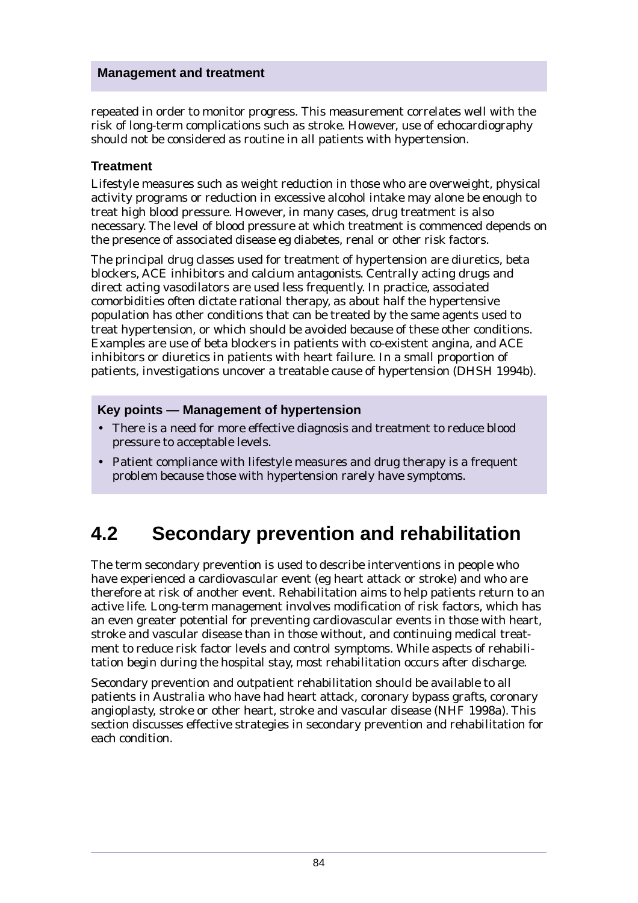**Management and treatment**

repeated in order to monitor progress. This measurement correlates well with the risk of long-term complications such as stroke. However, use of echocardiography should not be considered as routine in all patients with hypertension.

### Treatment

Lifestyle measures such as weight reduction in those who are overweight, physical activity programs or reduction in excessive alcohol intake may alone be enough to treat high blood pressure. However, in many cases, drug treatment is also necessary. The level of blood pressure at which treatment is commenced depends on the presence of associated disease eg diabetes, renal or other risk factors.

The principal drug classes used for treatment of hypertension are diuretics, beta blockers, ACE inhibitors and calcium antagonists. Centrally acting drugs and direct acting vasodilators are used less frequently. In practice, associated comorbidities often dictate rational therapy, as about half the hypertensive population has other conditions that can be treated by the same agents used to treat hypertension, or which should be avoided because of these other conditions. Examples are use of beta blockers in patients with co-existent angina, and ACE inhibitors or diuretics in patients with heart failure. In a small proportion of patients, investigations uncover a treatable cause of hypertension (DHSH 1994b).

**Key points — Management of hypertension**

- There is a need for more effective diagnosis and treatment to reduce blood pressure to acceptable levels.
- Patient compliance with lifestyle measures and drug therapy is a frequent problem because those with hypertension rarely have symptoms.

## 4.2 Secondary prevention and rehabilitation

The term secondary prevention is used to describe interventions in people who have experienced a cardiovascular event (eg heart attack or stroke) and who are therefore at risk of another event. Rehabilitation aims to help patients return to an active life. Long-term management involves modification of risk factors, which has an even greater potential for preventing cardiovascular events in those with heart, stroke and vascular disease than in those without, and continuing medical treatment to reduce risk factor levels and control symptoms. While aspects of rehabilitation begin during the hospital stay, most rehabilitation occurs after discharge.

Secondary prevention and outpatient rehabilitation should be available to all patients in Australia who have had heart attack, coronary bypass grafts, coronary angioplasty, stroke or other heart, stroke and vascular disease (NHF 1998a). This section discusses effective strategies in secondary prevention and rehabilitation for each condition.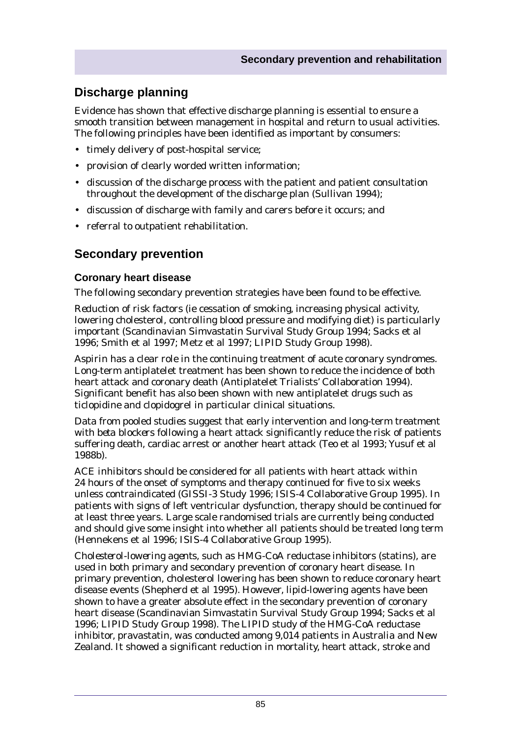## Discharge planning

Evidence has shown that effective discharge planning is essential to ensure a smooth transition between management in hospital and return to usual activities. The following principles have been identified as important by consumers:

- timely delivery of post-hospital service;
- provision of clearly worded written information;
- discussion of the discharge process with the patient and patient consultation throughout the development of the discharge plan (Sullivan 1994);
- discussion of discharge with family and carers before it occurs; and
- referral to outpatient rehabilitation.

## Secondary prevention

### Coronary heart disease

The following secondary prevention strategies have been found to be effective.

*Reduction of risk factors* (ie cessation of smoking, increasing physical activity, lowering cholesterol, controlling blood pressure and modifying diet) is particularly important (Scandinavian Simvastatin Survival Study Group 1994; Sacks et al 1996; Smith et al 1997; Metz et al 1997; LIPID Study Group 1998).

*Aspirin* has a clear role in the continuing treatment of acute coronary syndromes. Long-term antiplatelet treatment has been shown to reduce the incidence of both heart attack and coronary death (Antiplatelet Trialists' Collaboration 1994). Significant benefit has also been shown with new antiplatelet drugs such as ticlopidine and clopidogrel in particular clinical situations.

Data from pooled studies suggest that early intervention and long-term treatment with *beta blockers* following a heart attack significantly reduce the risk of patients suffering death, cardiac arrest or another heart attack (Teo et al 1993; Yusuf et al 1988b).

*ACE inhibitors* should be considered for all patients with heart attack within 24 hours of the onset of symptoms and therapy continued for five to six weeks unless contraindicated (GISSI-3 Study 1996; ISIS-4 Collaborative Group 1995). In patients with signs of left ventricular dysfunction, therapy should be continued for at least three years. Large scale randomised trials are currently being conducted and should give some insight into whether all patients should be treated long term (Hennekens et al 1996; ISIS-4 Collaborative Group 1995).

*Cholesterol-lowering agents*, such as HMG-CoA reductase inhibitors (statins), are used in both primary and secondary prevention of coronary heart disease. In primary prevention, cholesterol lowering has been shown to reduce coronary heart disease events (Shepherd et al 1995). However, lipid-lowering agents have been shown to have a greater absolute effect in the secondary prevention of coronary heart disease (Scandinavian Simvastatin Survival Study Group 1994; Sacks et al 1996; LIPID Study Group 1998). The LIPID study of the HMG-CoA reductase inhibitor, pravastatin, was conducted among 9,014 patients in Australia and New Zealand. It showed a significant reduction in mortality, heart attack, stroke and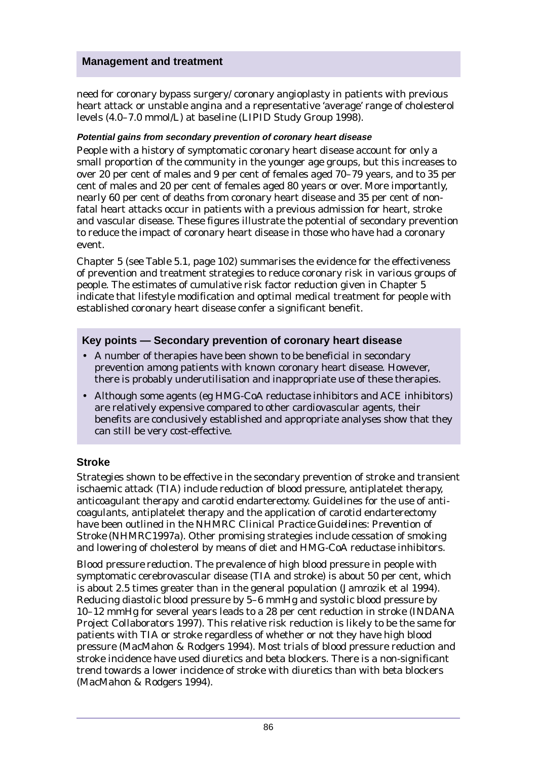## Management and treatment

need for coronary bypass surgery/coronary angioplasty in patients with previous heart attack or unstable angina and a representative 'average' range of cholesterol levels (4.0–7.0 mmol/L) at baseline (LIPID Study Group 1998).

#### *Potential gains from secondary prevention of coronary heart disease*

People with a history of symptomatic coronary heart disease account for only a small proportion of the community in the younger age groups, but this increases to over 20 per cent of males and 9 per cent of females aged 70–79 years, and to 35 per cent of males and 20 per cent of females aged 80 years or over. More importantly, nearly 60 per cent of deaths from coronary heart disease and 35 per cent of non-fatal heart attacks occur in patients with a previous admission for heart, stroke and vascular disease. These figures illustrate the potential of secondary prevention to reduce the impact of coronary heart disease in those who have had a coronary event.

Chapter 5 (see Table 5.1, page 102) summarises the evidence for the effectiveness of prevention and treatment strategies to reduce coronary risk in various groups of people. The estimates of cumulative risk factor reduction given in Chapter 5 indicate that lifestyle modification and optimal medical treatment for people with established coronary heart disease confer a significant benefit.

### Key points — Secondary prevention of coronary heart disease

- A number of therapies have been shown to be beneficial in secondary prevention among patients with known coronary heart disease. However, there is probably underutilisation and inappropriate use of these therapies.
- Although some agents (eg HMG-CoA reductase inhibitors and ACE inhibitors) are relatively expensive compared to other cardiovascular agents, their benefits are conclusively established and appropriate analyses show that they can still be very cost-effective.

### Stroke

Strategies shown to be effective in the secondary prevention of stroke and transient ischaemic attack (TIA) include reduction of blood pressure, antiplatelet therapy, anticoagulant therapy and carotid endarterectomy. Guidelines for the use of anti-coagulants, antiplatelet therapy and the application of carotid endarterectomy have been outlined in the NHMRC *Clinical Practice Guidelines: Prevention of Stroke* (NHMRC1997a). Other promising strategies include cessation of smoking and lowering of cholesterol by means of diet and HMG-CoA reductase inhibitors.

Blood pressure reduction. The prevalence of high blood pressure in people with symptomatic cerebrovascular disease (TIA and stroke) is about 50 per cent, which is about 2.5 times greater than in the general population (Jamrozik et al 1994). Reducing diastolic blood pressure by 5–6 mmHg and systolic blood pressure by 10–12 mmHg for several years leads to a 28 per cent reduction in stroke (INDANA Project Collaborators 1997). This relative risk reduction is likely to be the same for patients with TIA or stroke regardless of whether or not they have high blood pressure (MacMahon & Rodgers 1994). Most trials of blood pressure reduction and stroke incidence have used diuretics and beta blockers. There is a non-significant trend towards a lower incidence of stroke with diuretics than with beta blockers (MacMahon & Rodgers 1994).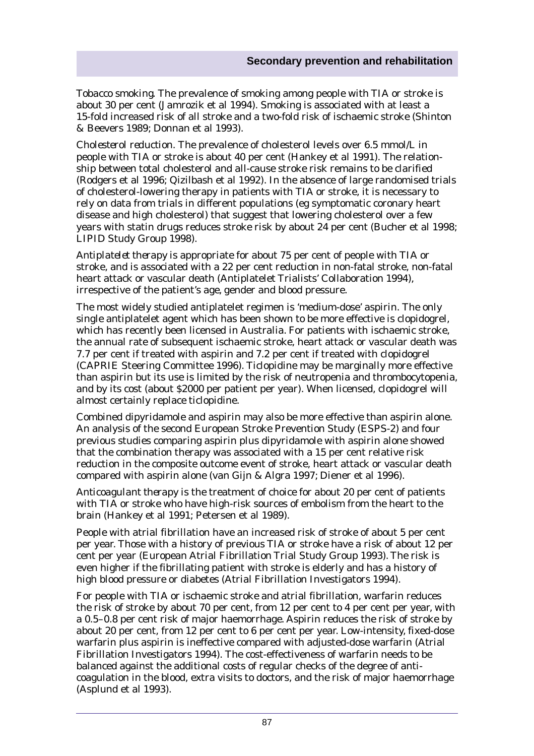*Tobacco smoking.* The prevalence of smoking among people with TIA or stroke is about 30 per cent (Jamrozik et al 1994). Smoking is associated with at least a 15-fold increased risk of all stroke and a two-fold risk of ischaemic stroke (Shinton & Beevers 1989; Donnan et al 1993).

*Cholesterol reduction.* The prevalence of cholesterol levels over 6.5 mmol/L in people with TIA or stroke is about 40 per cent (Hankey et al 1991). The relationship between total cholesterol and all-cause stroke risk remains to be clarified (Rodgers et al 1996; Qizilbash et al 1992). In the absence of large randomised trials of cholesterol-lowering therapy in patients with TIA or stroke, it is necessary to rely on data from trials in different populations (eg symptomatic coronary heart disease and high cholesterol) that suggest that lowering cholesterol over a few years with statin drugs reduces stroke risk by about 24 per cent (Bucher et al 1998; LIPID Study Group 1998).

*Antiplatelet therapy* is appropriate for about 75 per cent of people with TIA or stroke, and is associated with a 22 per cent reduction in non-fatal stroke, non-fatal heart attack or vascular death (Antiplatelet Trialists' Collaboration 1994), irrespective of the patient's age, gender and blood pressure.

The most widely studied antiplatelet regimen is 'medium-dose' aspirin. The only single antiplatelet agent which has been shown to be more effective is clopidogrel, which has recently been licensed in Australia. For patients with ischaemic stroke, the annual rate of subsequent ischaemic stroke, heart attack or vascular death was 7.7 per cent if treated with aspirin and 7.2 per cent if treated with clopidogrel (CAPRIE Steering Committee 1996). Ticlopidine may be marginally more effective than aspirin but its use is limited by the risk of neutropenia and thrombocytopenia, and by its cost (about $2000 per patient per year). When licensed, clopidogrel will almost certainly replace ticlopidine.

Combined dipyridamole and aspirin may also be more effective than aspirin alone. An analysis of the second European Stroke Prevention Study (ESPS-2) and four previous studies comparing aspirin plus dipyridamole with aspirin alone showed that the combination therapy was associated with a 15 per cent relative risk reduction in the composite outcome event of stroke, heart attack or vascular death compared with aspirin alone (van Gijn & Algra 1997; Diener et al 1996).

*Anticoagulant therapy* is the treatment of choice for about 20 per cent of patients with TIA or stroke who have high-risk sources of embolism from the heart to the brain (Hankey et al 1991; Petersen et al 1989).

People with atrial fibrillation have an increased risk of stroke of about 5 per cent per year. Those with a history of previous TIA or stroke have a risk of about 12 per cent per year (European Atrial Fibrillation Trial Study Group 1993). The risk is even higher if the fibrillating patient with stroke is elderly and has a history of high blood pressure or diabetes (Atrial Fibrillation Investigators 1994).

For people with TIA or ischaemic stroke and atrial fibrillation, warfarin reduces the risk of stroke by about 70 per cent, from 12 per cent to 4 per cent per year, with a 0.5–0.8 per cent risk of major haemorrhage. Aspirin reduces the risk of stroke by about 20 per cent, from 12 per cent to 6 per cent per year. Low-intensity, fixed-dose warfarin plus aspirin is ineffective compared with adjusted-dose warfarin (Atrial Fibrillation Investigators 1994). The cost-effectiveness of warfarin needs to be balanced against the additional costs of regular checks of the degree of anti-coagulation in the blood, extra visits to doctors, and the risk of major haemorrhage (Asplund et al 1993).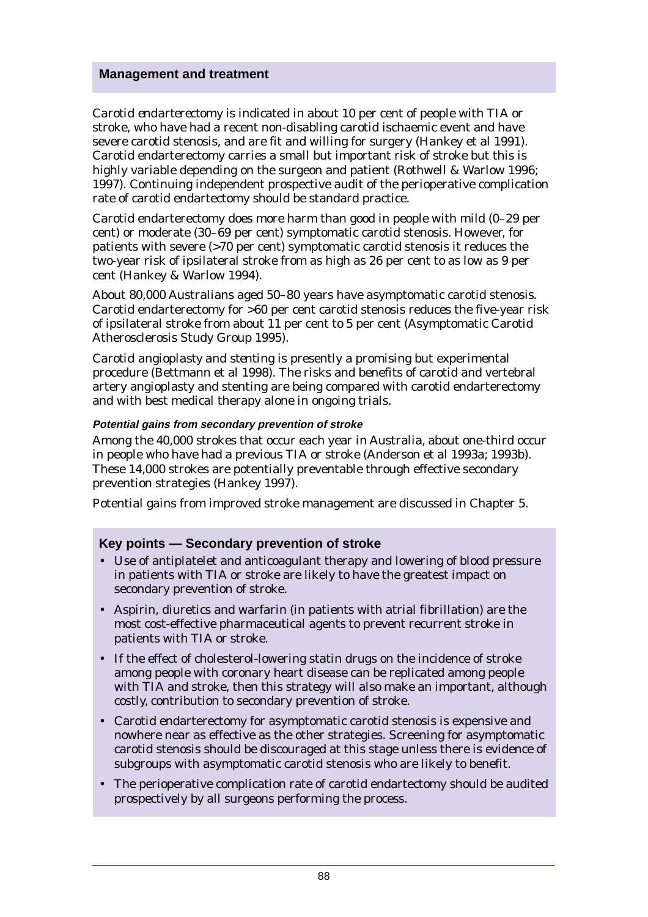## Management and treatment

*Carotid endarterectomy* is indicated in about 10 per cent of people with TIA or stroke, who have had a recent non-disabling carotid ischaemic event and have severe carotid stenosis, and are fit and willing for surgery (Hankey et al 1991). Carotid endarterectomy carries a small but important risk of stroke but this is highly variable depending on the surgeon and patient (Rothwell & Warlow 1996; 1997). Continuing independent prospective audit of the perioperative complication rate of carotid endartectomy should be standard practice.

Carotid endarterectomy does more harm than good in people with mild (0–29 per cent) or moderate (30–69 per cent) symptomatic carotid stenosis. However, for patients with severe (>70 per cent) symptomatic carotid stenosis it reduces the two-year risk of ipsilateral stroke from as high as 26 per cent to as low as 9 per cent (Hankey & Warlow 1994).

About 80,000 Australians aged 50–80 years have asymptomatic carotid stenosis. Carotid endarterectomy for >60 per cent carotid stenosis reduces the five-year risk of ipsilateral stroke from about 11 per cent to 5 per cent (Asymptomatic Carotid Atherosclerosis Study Group 1995).

*Carotid angioplasty and stenting* is presently a promising but experimental procedure (Bettmann et al 1998). The risks and benefits of carotid and vertebral artery angioplasty and stenting are being compared with carotid endarterectomy and with best medical therapy alone in ongoing trials.

#### *Potential gains from secondary prevention of stroke*

Among the 40,000 strokes that occur each year in Australia, about one-third occur in people who have had a previous TIA or stroke (Anderson et al 1993a; 1993b). These 14,000 strokes are potentially preventable through effective secondary prevention strategies (Hankey 1997).

Potential gains from improved stroke management are discussed in Chapter 5.

### Key points — Secondary prevention of stroke

- Use of antiplatelet and anticoagulant therapy and lowering of blood pressure in patients with TIA or stroke are likely to have the greatest impact on secondary prevention of stroke.
- Aspirin, diuretics and warfarin (in patients with atrial fibrillation) are the most cost-effective pharmaceutical agents to prevent recurrent stroke in patients with TIA or stroke.
- If the effect of cholesterol-lowering statin drugs on the incidence of stroke among people with coronary heart disease can be replicated among people with TIA and stroke, then this strategy will also make an important, although costly, contribution to secondary prevention of stroke.
- Carotid endarterectomy for asymptomatic carotid stenosis is expensive and nowhere near as effective as the other strategies. Screening for asymptomatic carotid stenosis should be discouraged at this stage unless there is evidence of subgroups with asymptomatic carotid stenosis who are likely to benefit.
- The perioperative complication rate of carotid endartectomy should be audited prospectively by all surgeons performing the process.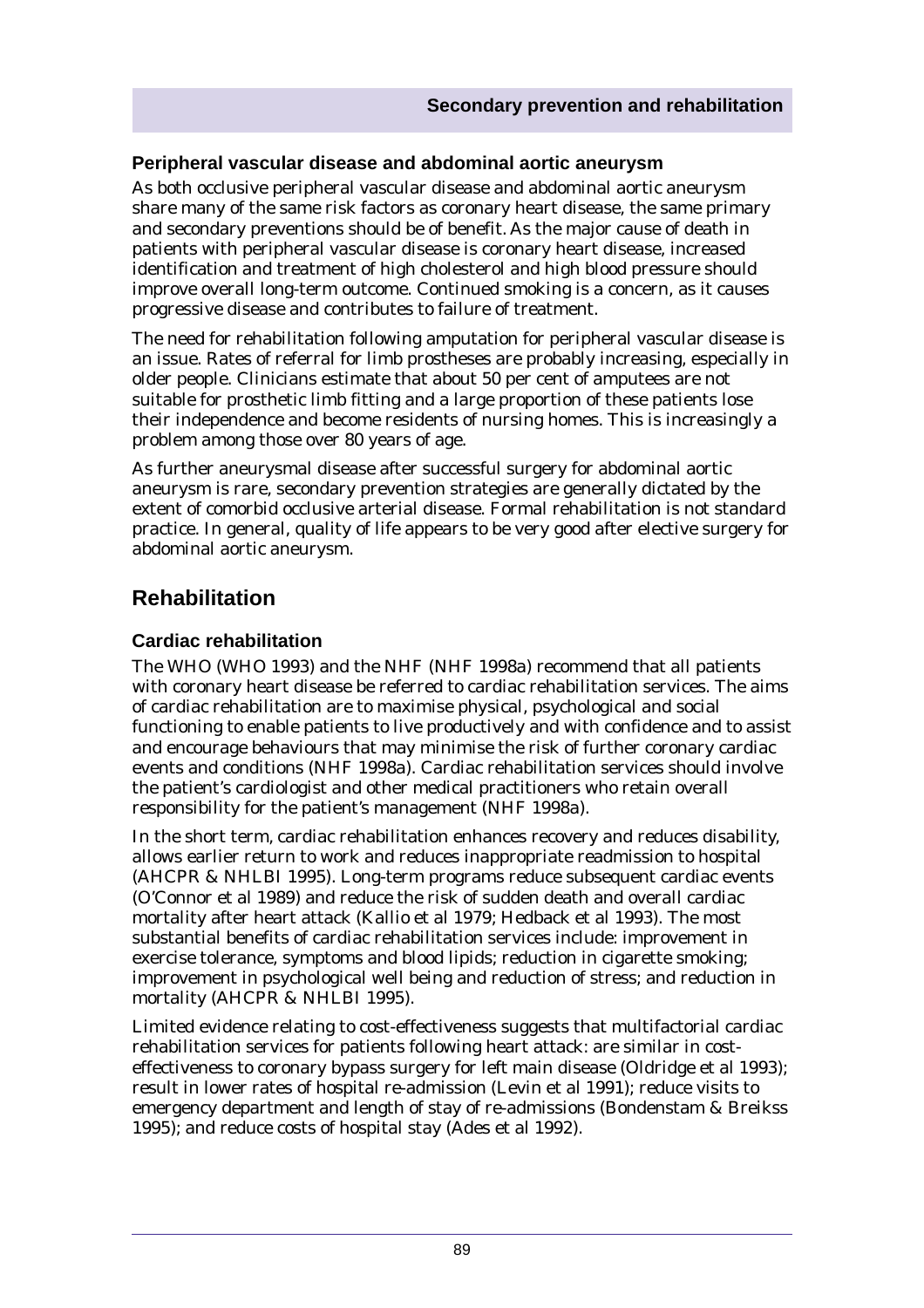### Peripheral vascular disease and abdominal aortic aneurysm

As both occlusive peripheral vascular disease and abdominal aortic aneurysm share many of the same risk factors as coronary heart disease, the same primary and secondary preventions should be of benefit. As the major cause of death in patients with peripheral vascular disease is coronary heart disease, increased identification and treatment of high cholesterol and high blood pressure should improve overall long-term outcome. Continued smoking is a concern, as it causes progressive disease and contributes to failure of treatment.

The need for rehabilitation following amputation for peripheral vascular disease is an issue. Rates of referral for limb prostheses are probably increasing, especially in older people. Clinicians estimate that about 50 per cent of amputees are not suitable for prosthetic limb fitting and a large proportion of these patients lose their independence and become residents of nursing homes. This is increasingly a problem among those over 80 years of age.

As further aneurysmal disease after successful surgery for abdominal aortic aneurysm is rare, secondary prevention strategies are generally dictated by the extent of comorbid occlusive arterial disease. Formal rehabilitation is not standard practice. In general, quality of life appears to be very good after elective surgery for abdominal aortic aneurysm.

## Rehabilitation

### Cardiac rehabilitation

The WHO (WHO 1993) and the NHF (NHF 1998a) recommend that all patients with coronary heart disease be referred to cardiac rehabilitation services. The aims of cardiac rehabilitation are to maximise physical, psychological and social functioning to enable patients to live productively and with confidence and to assist and encourage behaviours that may minimise the risk of further coronary cardiac events and conditions (NHF 1998a). Cardiac rehabilitation services should involve the patient's cardiologist and other medical practitioners who retain overall responsibility for the patient's management (NHF 1998a).

In the short term, cardiac rehabilitation enhances recovery and reduces disability, allows earlier return to work and reduces inappropriate readmission to hospital (AHCPR & NHLBI 1995). Long-term programs reduce subsequent cardiac events (O'Connor et al 1989) and reduce the risk of sudden death and overall cardiac mortality after heart attack (Kallio et al 1979; Hedback et al 1993). The most substantial benefits of cardiac rehabilitation services include: improvement in exercise tolerance, symptoms and blood lipids; reduction in cigarette smoking; improvement in psychological well being and reduction of stress; and reduction in mortality (AHCPR & NHLBI 1995).

Limited evidence relating to cost-effectiveness suggests that multifactorial cardiac rehabilitation services for patients following heart attack: are similar in cost-effectiveness to coronary bypass surgery for left main disease (Oldridge et al 1993); result in lower rates of hospital re-admission (Levin et al 1991); reduce visits to emergency department and length of stay of re-admissions (Bondenstam & Breikss 1995); and reduce costs of hospital stay (Ades et al 1992).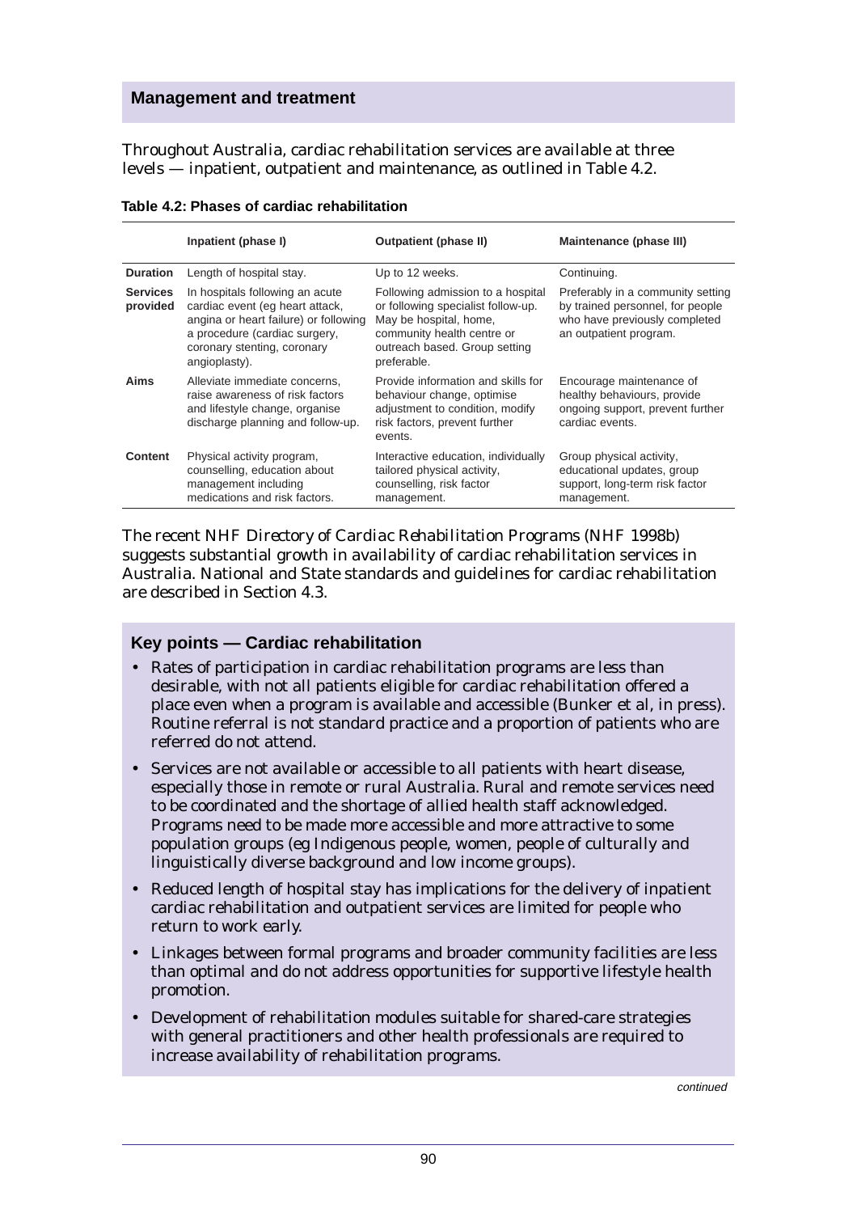## Management and treatment

Throughout Australia, cardiac rehabilitation services are available at three levels — inpatient, outpatient and maintenance, as outlined in Table 4.2.

**Table 4.2: Phases of cardiac rehabilitation**

| | Inpatient (phase I) | Outpatient (phase II) | Maintenance (phase III) |
|---|---|---|---|
| **Duration** | Length of hospital stay. | Up to 12 weeks. | Continuing. |
| **Services provided** | In hospitals following an acute cardiac event (eg heart attack, angina or heart failure) or following a procedure (cardiac surgery, coronary stenting, coronary angioplasty). | Following admission to a hospital or following specialist follow-up. May be hospital, home, community health centre or outreach based. Group setting preferable. | Preferably in a community setting by trained personnel, for people who have previously completed an outpatient program. |
| **Aims** | Alleviate immediate concerns, raise awareness of risk factors and lifestyle change, organise discharge planning and follow-up. | Provide information and skills for behaviour change, optimise adjustment to condition, modify risk factors, prevent further events. | Encourage maintenance of healthy behaviours, provide ongoing support, prevent further cardiac events. |
| **Content** | Physical activity program, counselling, education about management including medications and risk factors. | Interactive education, individually tailored physical activity, counselling, risk factor management. | Group physical activity, educational updates, group support, long-term risk factor management. |

The recent NHF *Directory of Cardiac Rehabilitation Programs* (NHF 1998b) suggests substantial growth in availability of cardiac rehabilitation services in Australia. National and State standards and guidelines for cardiac rehabilitation are described in Section 4.3.

### Key points — Cardiac rehabilitation

- Rates of participation in cardiac rehabilitation programs are less than desirable, with not all patients eligible for cardiac rehabilitation offered a place even when a program is available and accessible (Bunker et al, in press). Routine referral is not standard practice and a proportion of patients who are referred do not attend.
- Services are not available or accessible to all patients with heart disease, especially those in remote or rural Australia. Rural and remote services need to be coordinated and the shortage of allied health staff acknowledged. Programs need to be made more accessible and more attractive to some population groups (eg Indigenous people, women, people of culturally and linguistically diverse background and low income groups).
- Reduced length of hospital stay has implications for the delivery of inpatient cardiac rehabilitation and outpatient services are limited for people who return to work early.
- Linkages between formal programs and broader community facilities are less than optimal and do not address opportunities for supportive lifestyle health promotion.
- Development of rehabilitation modules suitable for shared-care strategies with general practitioners and other health professionals are required to increase availability of rehabilitation programs.

*continued*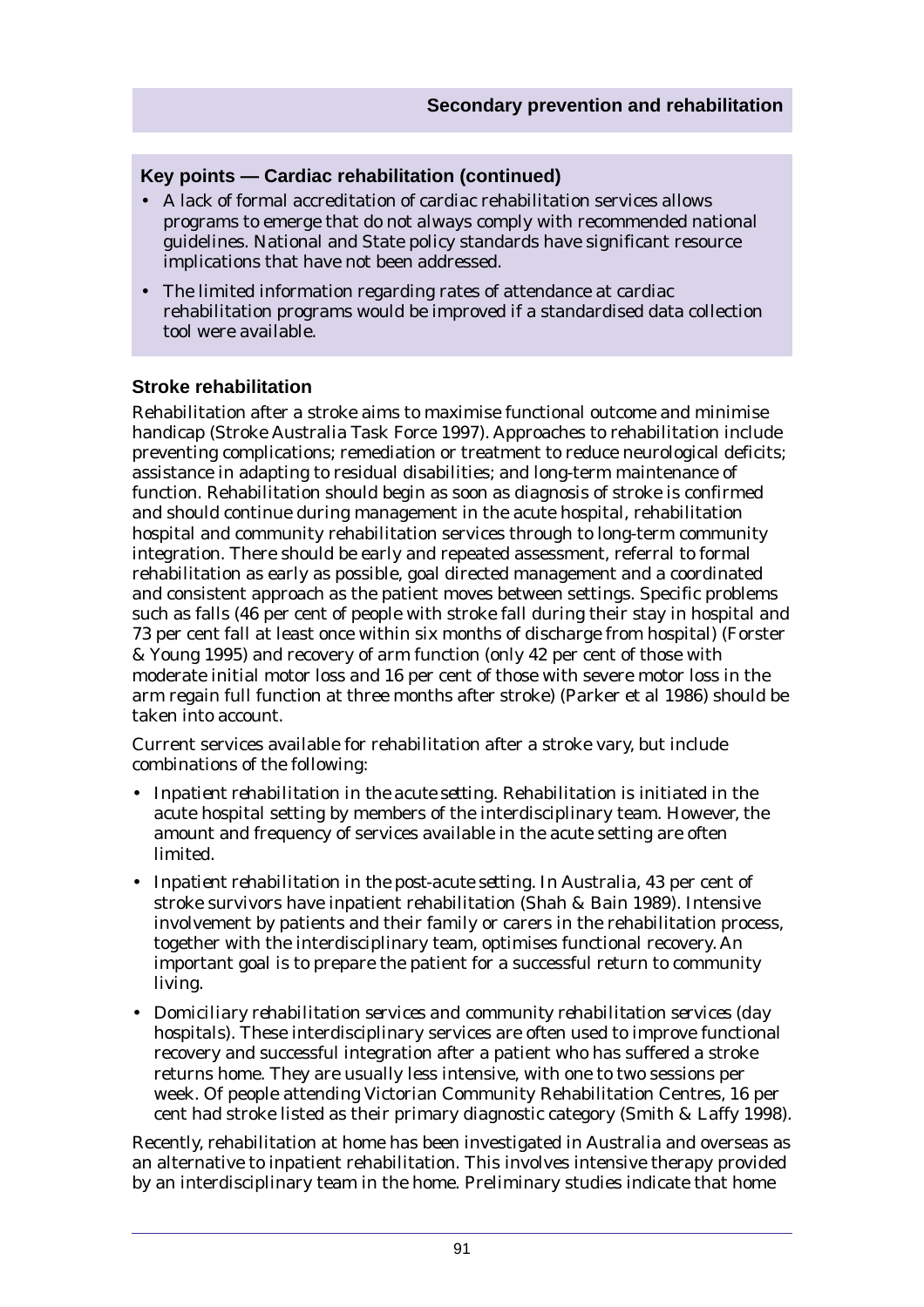**Key points — Cardiac rehabilitation (continued)**

- A lack of formal accreditation of cardiac rehabilitation services allows programs to emerge that do not always comply with recommended national guidelines. National and State policy standards have significant resource implications that have not been addressed.
- The limited information regarding rates of attendance at cardiac rehabilitation programs would be improved if a standardised data collection tool were available.

### Stroke rehabilitation

Rehabilitation after a stroke aims to maximise functional outcome and minimise handicap (Stroke Australia Task Force 1997). Approaches to rehabilitation include preventing complications; remediation or treatment to reduce neurological deficits; assistance in adapting to residual disabilities; and long-term maintenance of function. Rehabilitation should begin as soon as diagnosis of stroke is confirmed and should continue during management in the acute hospital, rehabilitation hospital and community rehabilitation services through to long-term community integration. There should be early and repeated assessment, referral to formal rehabilitation as early as possible, goal directed management and a coordinated and consistent approach as the patient moves between settings. Specific problems such as falls (46 per cent of people with stroke fall during their stay in hospital and 73 per cent fall at least once within six months of discharge from hospital) (Forster & Young 1995) and recovery of arm function (only 42 per cent of those with moderate initial motor loss and 16 per cent of those with severe motor loss in the arm regain full function at three months after stroke) (Parker et al 1986) should be taken into account.

Current services available for rehabilitation after a stroke vary, but include combinations of the following:

- *Inpatient rehabilitation in the acute setting.* Rehabilitation is initiated in the acute hospital setting by members of the interdisciplinary team. However, the amount and frequency of services available in the acute setting are often limited.
- *Inpatient rehabilitation in the post-acute setting.* In Australia, 43 per cent of stroke survivors have inpatient rehabilitation (Shah & Bain 1989). Intensive involvement by patients and their family or carers in the rehabilitation process, together with the interdisciplinary team, optimises functional recovery. An important goal is to prepare the patient for a successful return to community living.
- *Domiciliary rehabilitation services and community rehabilitation services (day hospitals).* These interdisciplinary services are often used to improve functional recovery and successful integration after a patient who has suffered a stroke returns home. They are usually less intensive, with one to two sessions per week. Of people attending Victorian Community Rehabilitation Centres, 16 per cent had stroke listed as their primary diagnostic category (Smith & Laffy 1998).

Recently, rehabilitation at home has been investigated in Australia and overseas as an alternative to inpatient rehabilitation. This involves intensive therapy provided by an interdisciplinary team in the home. Preliminary studies indicate that home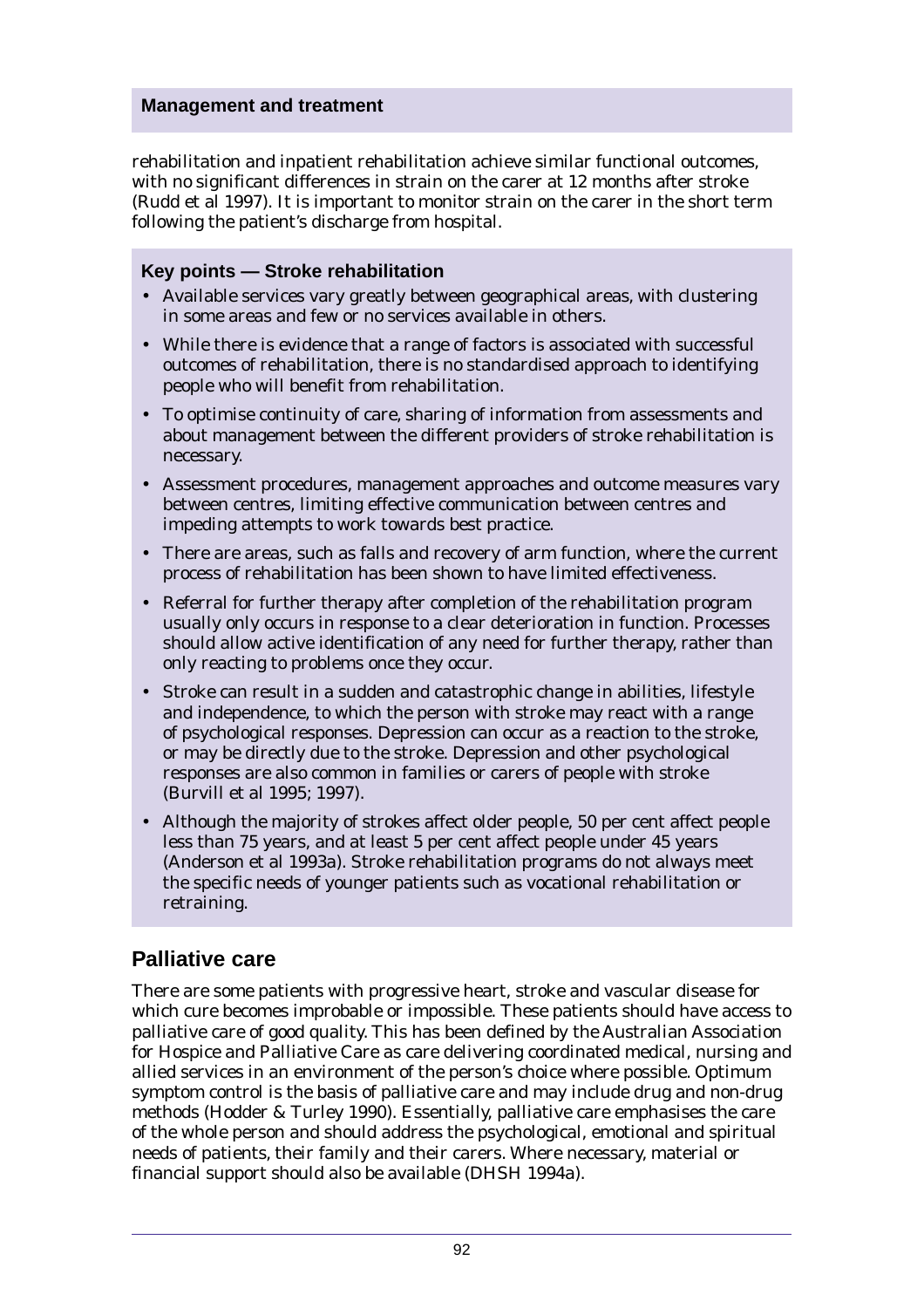rehabilitation and inpatient rehabilitation achieve similar functional outcomes, with no significant differences in strain on the carer at 12 months after stroke (Rudd et al 1997). It is important to monitor strain on the carer in the short term following the patient's discharge from hospital.

**Key points — Stroke rehabilitation**

- Available services vary greatly between geographical areas, with clustering in some areas and few or no services available in others.
- While there is evidence that a range of factors is associated with successful outcomes of rehabilitation, there is no standardised approach to identifying people who will benefit from rehabilitation.
- To optimise continuity of care, sharing of information from assessments and about management between the different providers of stroke rehabilitation is necessary.
- Assessment procedures, management approaches and outcome measures vary between centres, limiting effective communication between centres and impeding attempts to work towards best practice.
- There are areas, such as falls and recovery of arm function, where the current process of rehabilitation has been shown to have limited effectiveness.
- Referral for further therapy after completion of the rehabilitation program usually only occurs in response to a clear deterioration in function. Processes should allow active identification of any need for further therapy, rather than only reacting to problems once they occur.
- Stroke can result in a sudden and catastrophic change in abilities, lifestyle and independence, to which the person with stroke may react with a range of psychological responses. Depression can occur as a reaction to the stroke, or may be directly due to the stroke. Depression and other psychological responses are also common in families or carers of people with stroke (Burvill et al 1995; 1997).
- Although the majority of strokes affect older people, 50 per cent affect people less than 75 years, and at least 5 per cent affect people under 45 years (Anderson et al 1993a). Stroke rehabilitation programs do not always meet the specific needs of younger patients such as vocational rehabilitation or retraining.

## Palliative care

There are some patients with progressive heart, stroke and vascular disease for which cure becomes improbable or impossible. These patients should have access to palliative care of good quality. This has been defined by the Australian Association for Hospice and Palliative Care as care delivering coordinated medical, nursing and allied services in an environment of the person's choice where possible. Optimum symptom control is the basis of palliative care and may include drug and non-drug methods (Hodder & Turley 1990). Essentially, palliative care emphasises the care of the whole person and should address the psychological, emotional and spiritual needs of patients, their family and their carers. Where necessary, material or financial support should also be available (DHSH 1994a).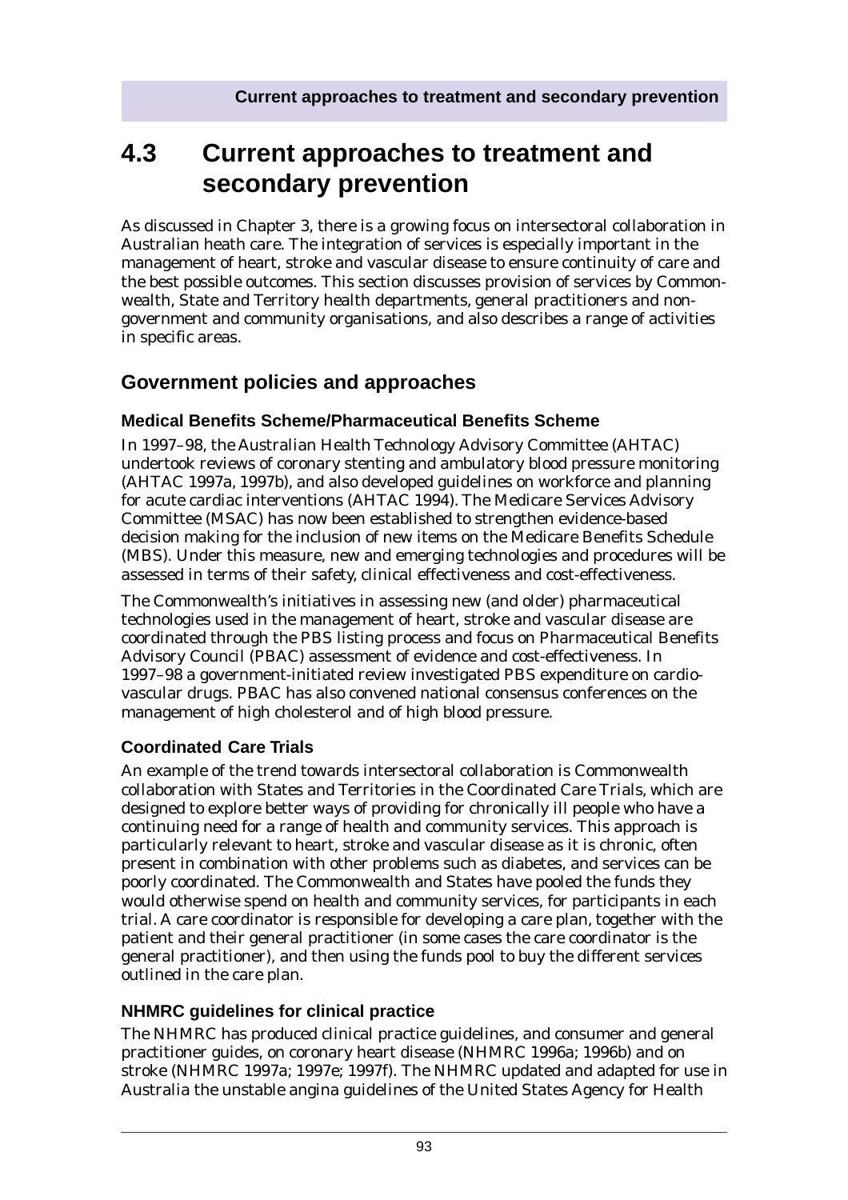## 4.3 Current approaches to treatment and secondary prevention

As discussed in Chapter 3, there is a growing focus on intersectoral collaboration in Australian heath care. The integration of services is especially important in the management of heart, stroke and vascular disease to ensure continuity of care and the best possible outcomes. This section discusses provision of services by Commonwealth, State and Territory health departments, general practitioners and non-government and community organisations, and also describes a range of activities in specific areas.

### Government policies and approaches

#### Medical Benefits Scheme/Pharmaceutical Benefits Scheme

In 1997–98, the Australian Health Technology Advisory Committee (AHTAC) undertook reviews of coronary stenting and ambulatory blood pressure monitoring (AHTAC 1997a, 1997b), and also developed guidelines on workforce and planning for acute cardiac interventions (AHTAC 1994). The Medicare Services Advisory Committee (MSAC) has now been established to strengthen evidence-based decision making for the inclusion of new items on the Medicare Benefits Schedule (MBS). Under this measure, new and emerging technologies and procedures will be assessed in terms of their safety, clinical effectiveness and cost-effectiveness.

The Commonwealth's initiatives in assessing new (and older) pharmaceutical technologies used in the management of heart, stroke and vascular disease are coordinated through the PBS listing process and focus on Pharmaceutical Benefits Advisory Council (PBAC) assessment of evidence and cost-effectiveness. In 1997–98 a government-initiated review investigated PBS expenditure on cardiovascular drugs. PBAC has also convened national consensus conferences on the management of high cholesterol and of high blood pressure.

#### Coordinated Care Trials

An example of the trend towards intersectoral collaboration is Commonwealth collaboration with States and Territories in the Coordinated Care Trials, which are designed to explore better ways of providing for chronically ill people who have a continuing need for a range of health and community services. This approach is particularly relevant to heart, stroke and vascular disease as it is chronic, often present in combination with other problems such as diabetes, and services can be poorly coordinated. The Commonwealth and States have pooled the funds they would otherwise spend on health and community services, for participants in each trial. A care coordinator is responsible for developing a care plan, together with the patient and their general practitioner (in some cases the care coordinator is the general practitioner), and then using the funds pool to buy the different services outlined in the care plan.

#### NHMRC guidelines for clinical practice

The NHMRC has produced clinical practice guidelines, and consumer and general practitioner guides, on coronary heart disease (NHMRC 1996a; 1996b) and on stroke (NHMRC 1997a; 1997e; 1997f). The NHMRC updated and adapted for use in Australia the unstable angina guidelines of the United States Agency for Health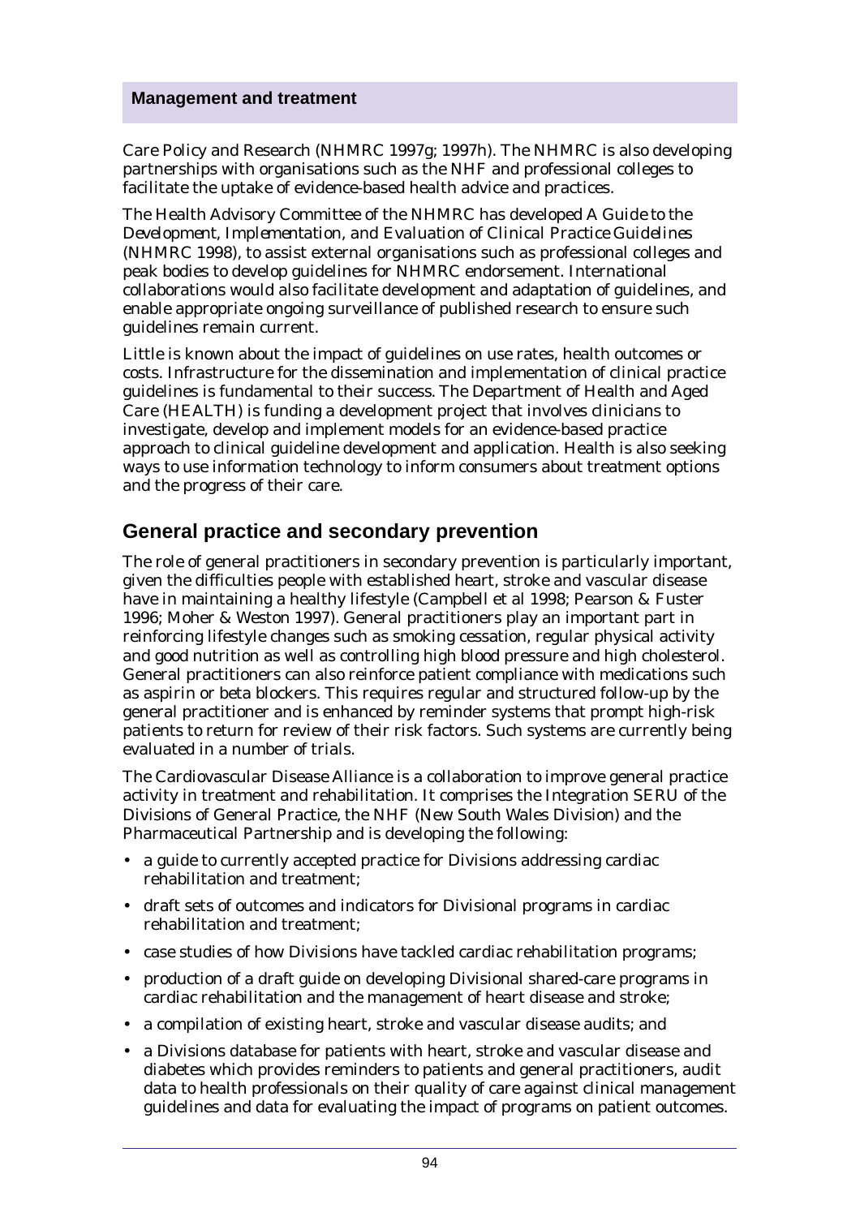Care Policy and Research (NHMRC 1997g; 1997h). The NHMRC is also developing partnerships with organisations such as the NHF and professional colleges to facilitate the uptake of evidence-based health advice and practices.

The Health Advisory Committee of the NHMRC has developed *A Guide to the Development, Implementation, and Evaluation of Clinical Practice Guidelines* (NHMRC 1998), to assist external organisations such as professional colleges and peak bodies to develop guidelines for NHMRC endorsement. International collaborations would also facilitate development and adaptation of guidelines, and enable appropriate ongoing surveillance of published research to ensure such guidelines remain current.

Little is known about the impact of guidelines on use rates, health outcomes or costs. Infrastructure for the dissemination and implementation of clinical practice guidelines is fundamental to their success. The Department of Health and Aged Care (HEALTH) is funding a development project that involves clinicians to investigate, develop and implement models for an evidence-based practice approach to clinical guideline development and application. Health is also seeking ways to use information technology to inform consumers about treatment options and the progress of their care.

## General practice and secondary prevention

The role of general practitioners in secondary prevention is particularly important, given the difficulties people with established heart, stroke and vascular disease have in maintaining a healthy lifestyle (Campbell et al 1998; Pearson & Fuster 1996; Moher & Weston 1997). General practitioners play an important part in reinforcing lifestyle changes such as smoking cessation, regular physical activity and good nutrition as well as controlling high blood pressure and high cholesterol. General practitioners can also reinforce patient compliance with medications such as aspirin or beta blockers. This requires regular and structured follow-up by the general practitioner and is enhanced by reminder systems that prompt high-risk patients to return for review of their risk factors. Such systems are currently being evaluated in a number of trials.

The Cardiovascular Disease Alliance is a collaboration to improve general practice activity in treatment and rehabilitation. It comprises the Integration SERU of the Divisions of General Practice, the NHF (New South Wales Division) and the Pharmaceutical Partnership and is developing the following:

- a guide to currently accepted practice for Divisions addressing cardiac rehabilitation and treatment;
- draft sets of outcomes and indicators for Divisional programs in cardiac rehabilitation and treatment;
- case studies of how Divisions have tackled cardiac rehabilitation programs;
- production of a draft guide on developing Divisional shared-care programs in cardiac rehabilitation and the management of heart disease and stroke;
- a compilation of existing heart, stroke and vascular disease audits; and
- a Divisions database for patients with heart, stroke and vascular disease and diabetes which provides reminders to patients and general practitioners, audit data to health professionals on their quality of care against clinical management guidelines and data for evaluating the impact of programs on patient outcomes.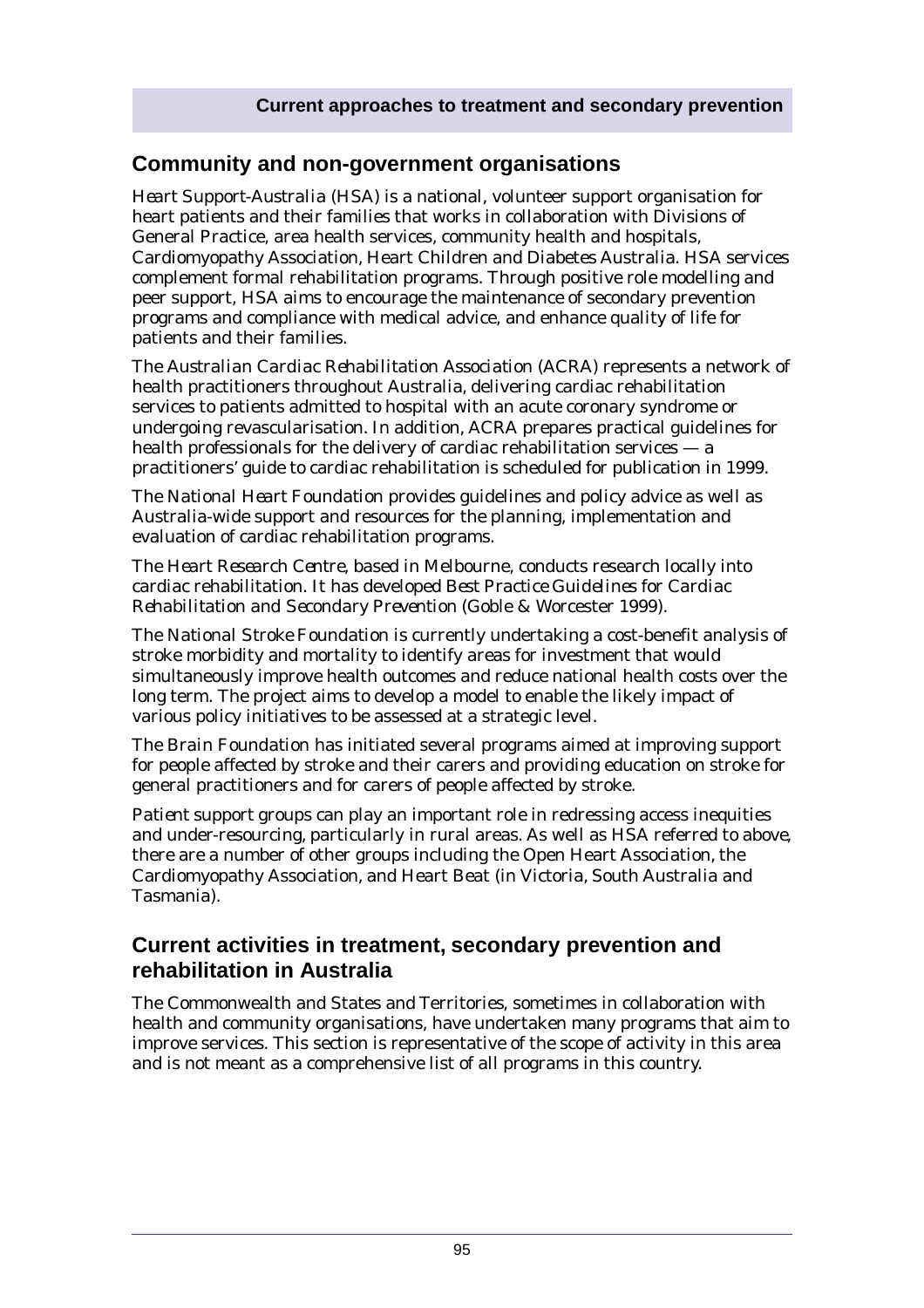## Community and non-government organisations

*Heart Support-Australia* (HSA) is a national, volunteer support organisation for heart patients and their families that works in collaboration with Divisions of General Practice, area health services, community health and hospitals, Cardiomyopathy Association, Heart Children and Diabetes Australia. HSA services complement formal rehabilitation programs. Through positive role modelling and peer support, HSA aims to encourage the maintenance of secondary prevention programs and compliance with medical advice, and enhance quality of life for patients and their families.

*The Australian Cardiac Rehabilitation Association* (ACRA) represents a network of health practitioners throughout Australia, delivering cardiac rehabilitation services to patients admitted to hospital with an acute coronary syndrome or undergoing revascularisation. In addition, ACRA prepares practical guidelines for health professionals for the delivery of cardiac rehabilitation services — a practitioners' guide to cardiac rehabilitation is scheduled for publication in 1999.

*The National Heart Foundation* provides guidelines and policy advice as well as Australia-wide support and resources for the planning, implementation and evaluation of cardiac rehabilitation programs.

*The Heart Research Centre*, based in Melbourne, conducts research locally into cardiac rehabilitation. It has developed *Best Practice Guidelines for Cardiac Rehabilitation and Secondary Prevention* (Goble & Worcester 1999).

*The National Stroke Foundation* is currently undertaking a cost-benefit analysis of stroke morbidity and mortality to identify areas for investment that would simultaneously improve health outcomes and reduce national health costs over the long term. The project aims to develop a model to enable the likely impact of various policy initiatives to be assessed at a strategic level.

*The Brain Foundation* has initiated several programs aimed at improving support for people affected by stroke and their carers and providing education on stroke for general practitioners and for carers of people affected by stroke.

*Patient support groups* can play an important role in redressing access inequities and under-resourcing, particularly in rural areas. As well as HSA referred to above, there are a number of other groups including the Open Heart Association, the Cardiomyopathy Association, and Heart Beat (in Victoria, South Australia and Tasmania).

## Current activities in treatment, secondary prevention and rehabilitation in Australia

The Commonwealth and States and Territories, sometimes in collaboration with health and community organisations, have undertaken many programs that aim to improve services. This section is representative of the scope of activity in this area and is not meant as a comprehensive list of all programs in this country.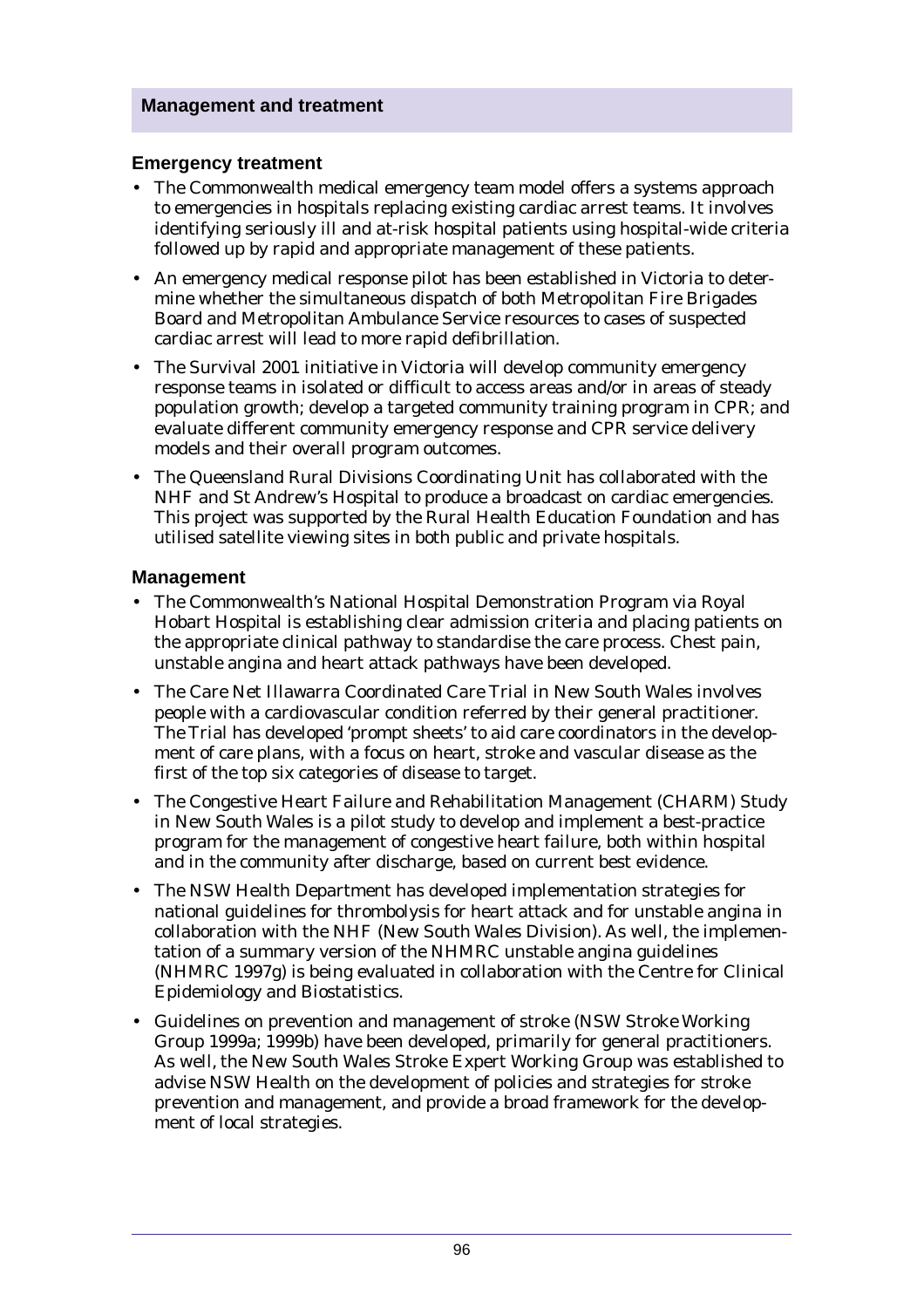## Management and treatment

### Emergency treatment

- The Commonwealth medical emergency team model offers a systems approach to emergencies in hospitals replacing existing cardiac arrest teams. It involves identifying seriously ill and at-risk hospital patients using hospital-wide criteria followed up by rapid and appropriate management of these patients.
- An emergency medical response pilot has been established in Victoria to determine whether the simultaneous dispatch of both Metropolitan Fire Brigades Board and Metropolitan Ambulance Service resources to cases of suspected cardiac arrest will lead to more rapid defibrillation.
- The Survival 2001 initiative in Victoria will develop community emergency response teams in isolated or difficult to access areas and/or in areas of steady population growth; develop a targeted community training program in CPR; and evaluate different community emergency response and CPR service delivery models and their overall program outcomes.
- The Queensland Rural Divisions Coordinating Unit has collaborated with the NHF and St Andrew's Hospital to produce a broadcast on cardiac emergencies. This project was supported by the Rural Health Education Foundation and has utilised satellite viewing sites in both public and private hospitals.

### Management

- The Commonwealth's National Hospital Demonstration Program via Royal Hobart Hospital is establishing clear admission criteria and placing patients on the appropriate clinical pathway to standardise the care process. Chest pain, unstable angina and heart attack pathways have been developed.
- The Care Net Illawarra Coordinated Care Trial in New South Wales involves people with a cardiovascular condition referred by their general practitioner. The Trial has developed 'prompt sheets' to aid care coordinators in the development of care plans, with a focus on heart, stroke and vascular disease as the first of the top six categories of disease to target.
- The Congestive Heart Failure and Rehabilitation Management (CHARM) Study in New South Wales is a pilot study to develop and implement a best-practice program for the management of congestive heart failure, both within hospital and in the community after discharge, based on current best evidence.
- The NSW Health Department has developed implementation strategies for national guidelines for thrombolysis for heart attack and for unstable angina in collaboration with the NHF (New South Wales Division). As well, the implementation of a summary version of the NHMRC unstable angina guidelines (NHMRC 1997g) is being evaluated in collaboration with the Centre for Clinical Epidemiology and Biostatistics.
- Guidelines on prevention and management of stroke (NSW Stroke Working Group 1999a; 1999b) have been developed, primarily for general practitioners. As well, the New South Wales Stroke Expert Working Group was established to advise NSW Health on the development of policies and strategies for stroke prevention and management, and provide a broad framework for the development of local strategies.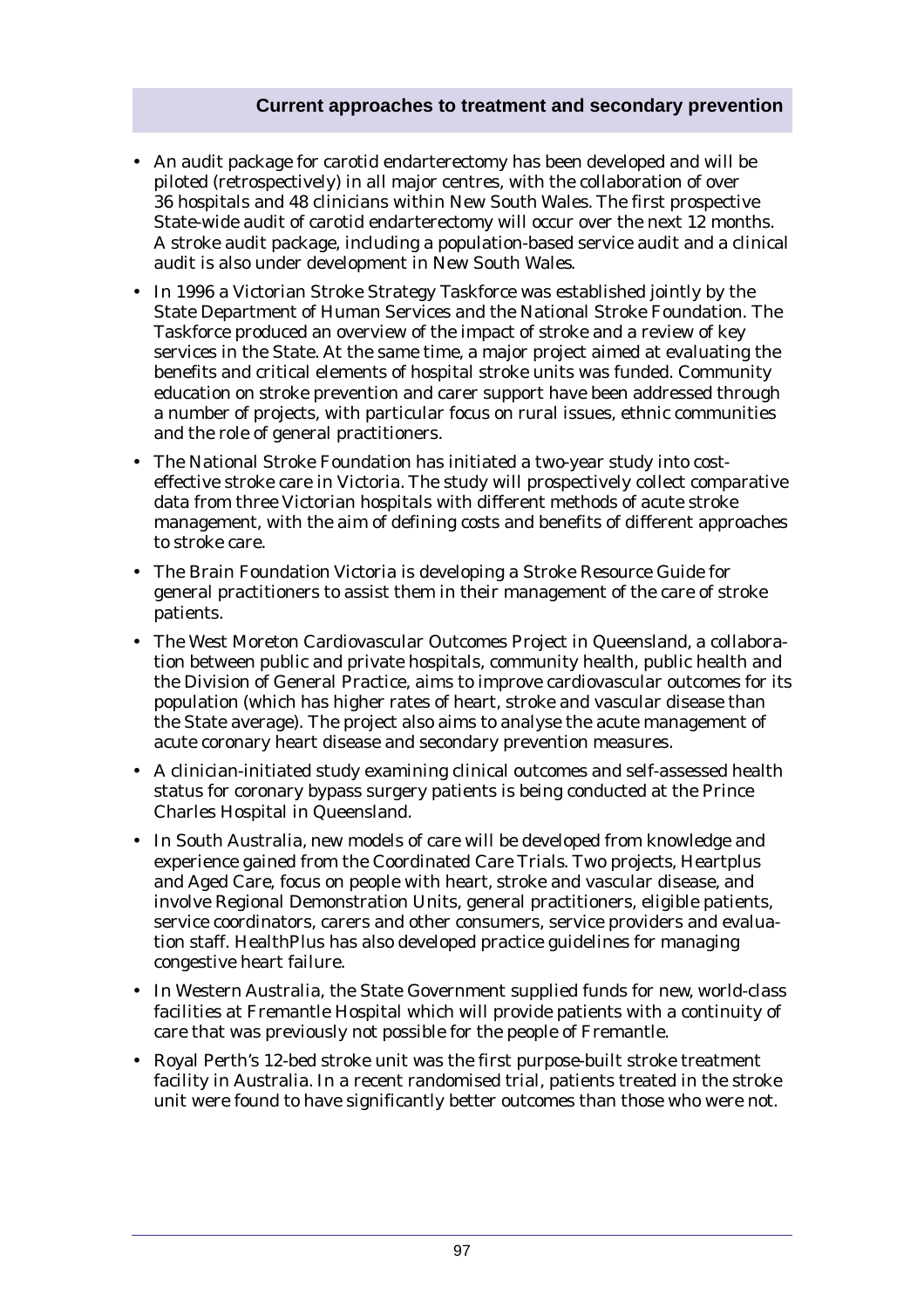- An audit package for carotid endarterectomy has been developed and will be piloted (retrospectively) in all major centres, with the collaboration of over 36 hospitals and 48 clinicians within New South Wales. The first prospective State-wide audit of carotid endarterectomy will occur over the next 12 months. A stroke audit package, including a population-based service audit and a clinical audit is also under development in New South Wales.
- In 1996 a Victorian Stroke Strategy Taskforce was established jointly by the State Department of Human Services and the National Stroke Foundation. The Taskforce produced an overview of the impact of stroke and a review of key services in the State. At the same time, a major project aimed at evaluating the benefits and critical elements of hospital stroke units was funded. Community education on stroke prevention and carer support have been addressed through a number of projects, with particular focus on rural issues, ethnic communities and the role of general practitioners.
- The National Stroke Foundation has initiated a two-year study into cost-effective stroke care in Victoria. The study will prospectively collect comparative data from three Victorian hospitals with different methods of acute stroke management, with the aim of defining costs and benefits of different approaches to stroke care.
- The Brain Foundation Victoria is developing a Stroke Resource Guide for general practitioners to assist them in their management of the care of stroke patients.
- The West Moreton Cardiovascular Outcomes Project in Queensland, a collaboration between public and private hospitals, community health, public health and the Division of General Practice, aims to improve cardiovascular outcomes for its population (which has higher rates of heart, stroke and vascular disease than the State average). The project also aims to analyse the acute management of acute coronary heart disease and secondary prevention measures.
- A clinician-initiated study examining clinical outcomes and self-assessed health status for coronary bypass surgery patients is being conducted at the Prince Charles Hospital in Queensland.
- In South Australia, new models of care will be developed from knowledge and experience gained from the Coordinated Care Trials. Two projects, Heartplus and Aged Care, focus on people with heart, stroke and vascular disease, and involve Regional Demonstration Units, general practitioners, eligible patients, service coordinators, carers and other consumers, service providers and evaluation staff. HealthPlus has also developed practice guidelines for managing congestive heart failure.
- In Western Australia, the State Government supplied funds for new, world-class facilities at Fremantle Hospital which will provide patients with a continuity of care that was previously not possible for the people of Fremantle.
- Royal Perth's 12-bed stroke unit was the first purpose-built stroke treatment facility in Australia. In a recent randomised trial, patients treated in the stroke unit were found to have significantly better outcomes than those who were not.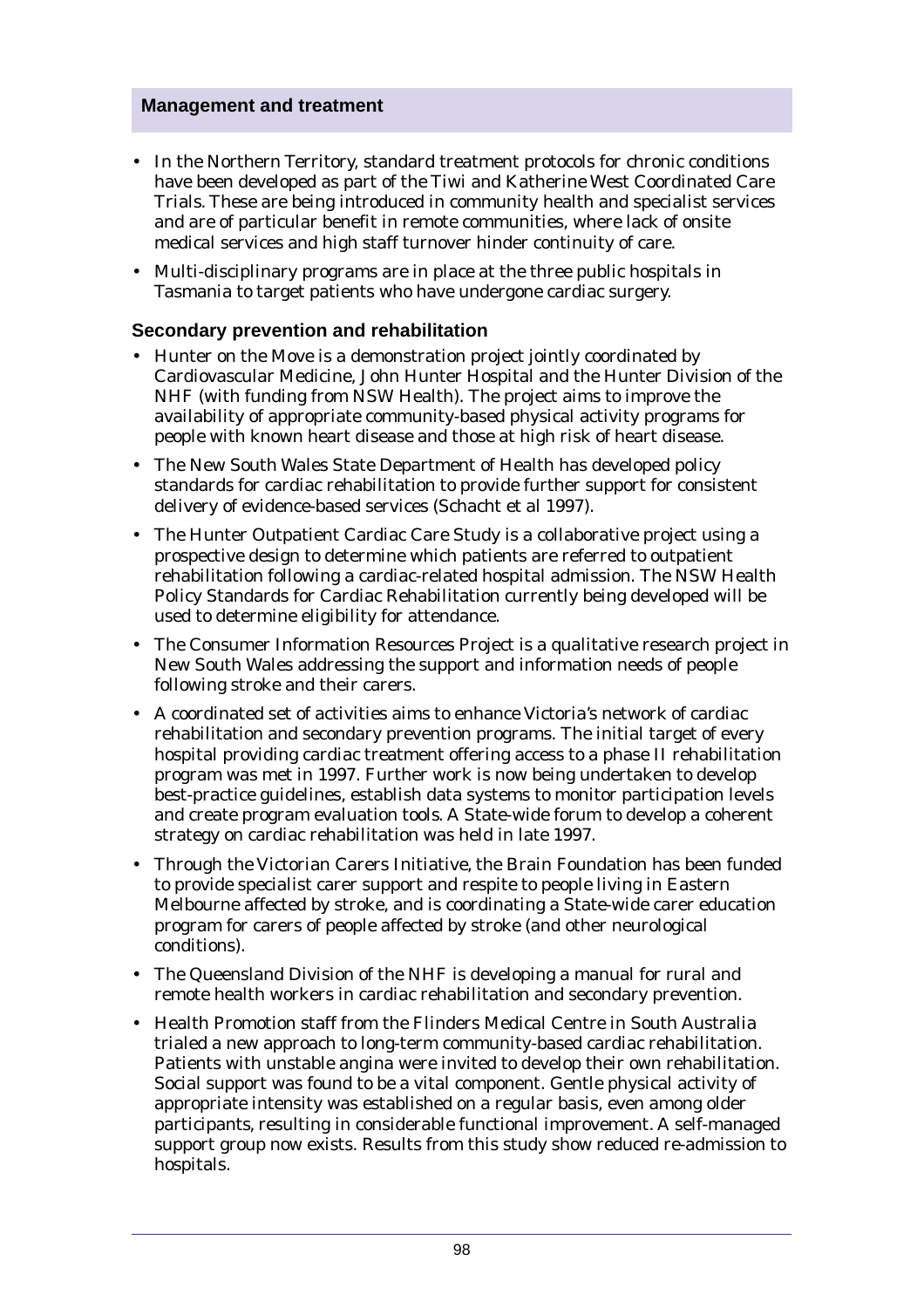## Management and treatment

- In the Northern Territory, standard treatment protocols for chronic conditions have been developed as part of the Tiwi and Katherine West Coordinated Care Trials. These are being introduced in community health and specialist services and are of particular benefit in remote communities, where lack of onsite medical services and high staff turnover hinder continuity of care.
- Multi-disciplinary programs are in place at the three public hospitals in Tasmania to target patients who have undergone cardiac surgery.

### Secondary prevention and rehabilitation

- Hunter on the Move is a demonstration project jointly coordinated by Cardiovascular Medicine, John Hunter Hospital and the Hunter Division of the NHF (with funding from NSW Health). The project aims to improve the availability of appropriate community-based physical activity programs for people with known heart disease and those at high risk of heart disease.
- The New South Wales State Department of Health has developed policy standards for cardiac rehabilitation to provide further support for consistent delivery of evidence-based services (Schacht et al 1997).
- The Hunter Outpatient Cardiac Care Study is a collaborative project using a prospective design to determine which patients are referred to outpatient rehabilitation following a cardiac-related hospital admission. The NSW Health Policy Standards for Cardiac Rehabilitation currently being developed will be used to determine eligibility for attendance.
- The Consumer Information Resources Project is a qualitative research project in New South Wales addressing the support and information needs of people following stroke and their carers.
- A coordinated set of activities aims to enhance Victoria's network of cardiac rehabilitation and secondary prevention programs. The initial target of every hospital providing cardiac treatment offering access to a phase II rehabilitation program was met in 1997. Further work is now being undertaken to develop best-practice guidelines, establish data systems to monitor participation levels and create program evaluation tools. A State-wide forum to develop a coherent strategy on cardiac rehabilitation was held in late 1997.
- Through the Victorian Carers Initiative, the Brain Foundation has been funded to provide specialist carer support and respite to people living in Eastern Melbourne affected by stroke, and is coordinating a State-wide carer education program for carers of people affected by stroke (and other neurological conditions).
- The Queensland Division of the NHF is developing a manual for rural and remote health workers in cardiac rehabilitation and secondary prevention.
- Health Promotion staff from the Flinders Medical Centre in South Australia trialed a new approach to long-term community-based cardiac rehabilitation. Patients with unstable angina were invited to develop their own rehabilitation. Social support was found to be a vital component. Gentle physical activity of appropriate intensity was established on a regular basis, even among older participants, resulting in considerable functional improvement. A self-managed support group now exists. Results from this study show reduced re-admission to hospitals.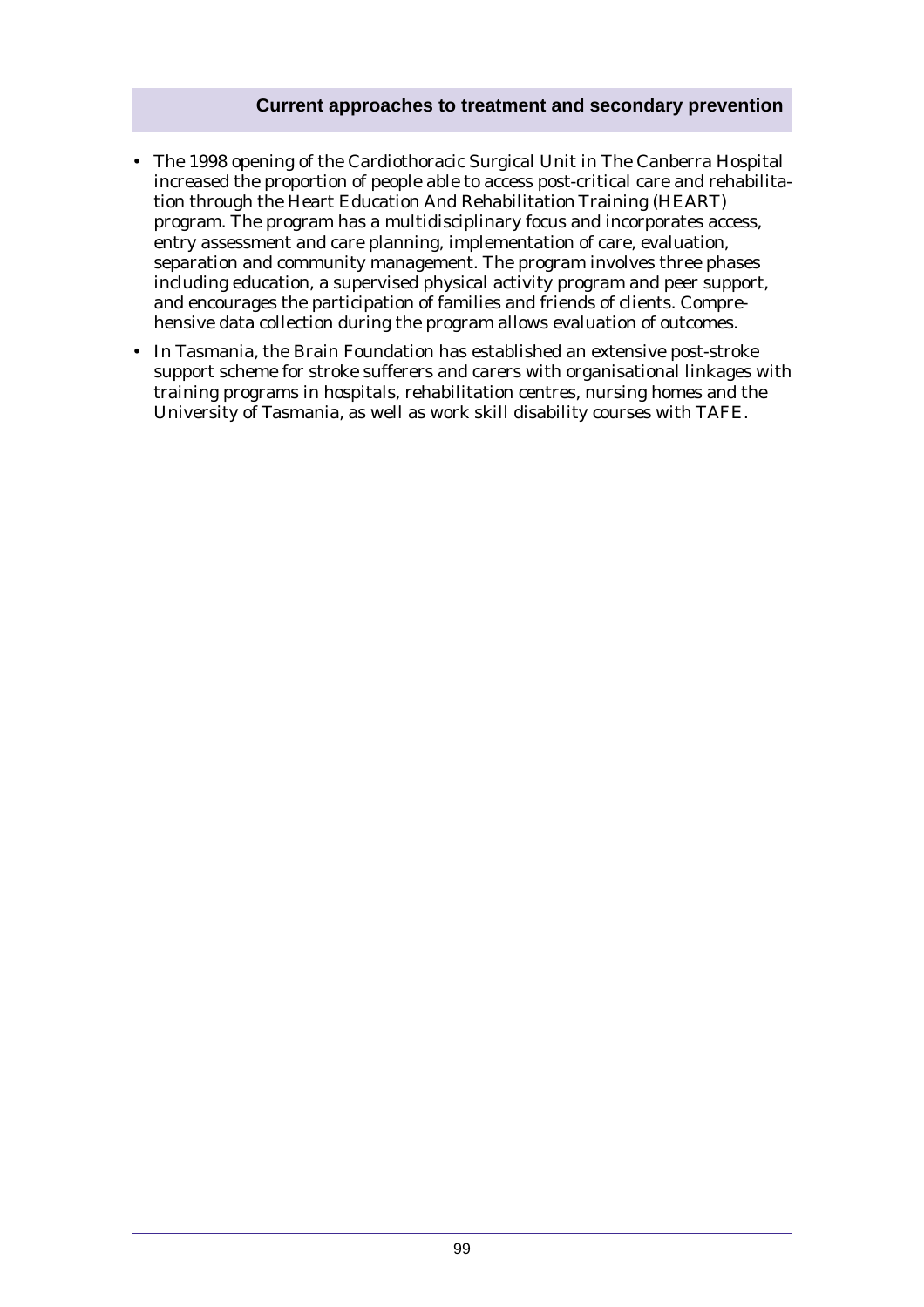- The 1998 opening of the Cardiothoracic Surgical Unit in The Canberra Hospital increased the proportion of people able to access post-critical care and rehabilitation through the Heart Education And Rehabilitation Training (HEART) program. The program has a multidisciplinary focus and incorporates access, entry assessment and care planning, implementation of care, evaluation, separation and community management. The program involves three phases including education, a supervised physical activity program and peer support, and encourages the participation of families and friends of clients. Comprehensive data collection during the program allows evaluation of outcomes.
- In Tasmania, the Brain Foundation has established an extensive post-stroke support scheme for stroke sufferers and carers with organisational linkages with training programs in hospitals, rehabilitation centres, nursing homes and the University of Tasmania, as well as work skill disability courses with TAFE.